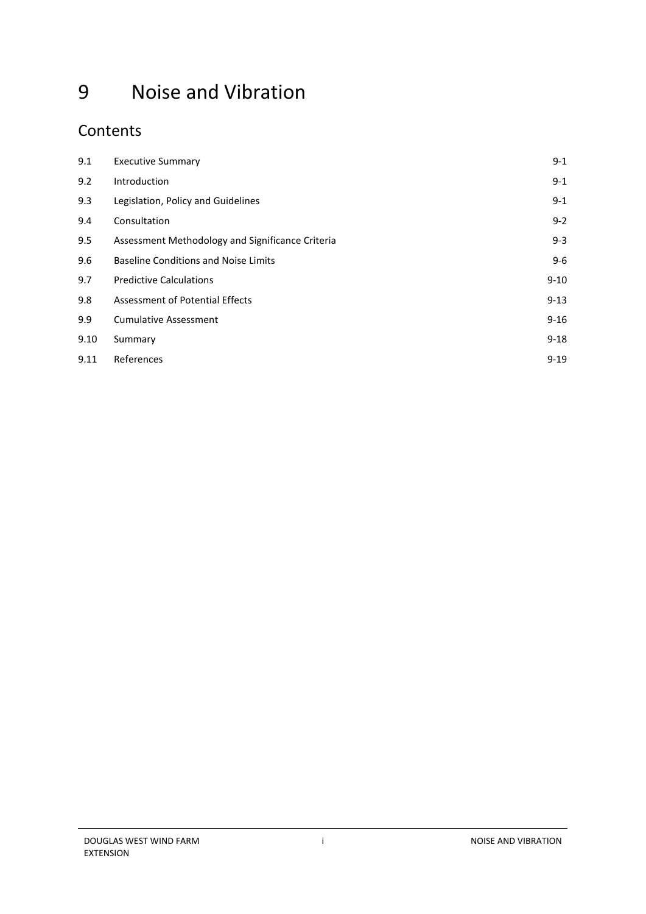# 9 Noise and Vibration

## Contents

| | | |
|---|---|---|
| 9.1 | Executive Summary | 9-1 |
| 9.2 | Introduction | 9-1 |
| 9.3 | Legislation, Policy and Guidelines | 9-1 |
| 9.4 | Consultation | 9-2 |
| 9.5 | Assessment Methodology and Significance Criteria | 9-3 |
| 9.6 | Baseline Conditions and Noise Limits | 9-6 |
| 9.7 | Predictive Calculations | 9-10 |
| 9.8 | Assessment of Potential Effects | 9-13 |
| 9.9 | Cumulative Assessment | 9-16 |
| 9.10 | Summary | 9-18 |
| 9.11 | References | 9-19 |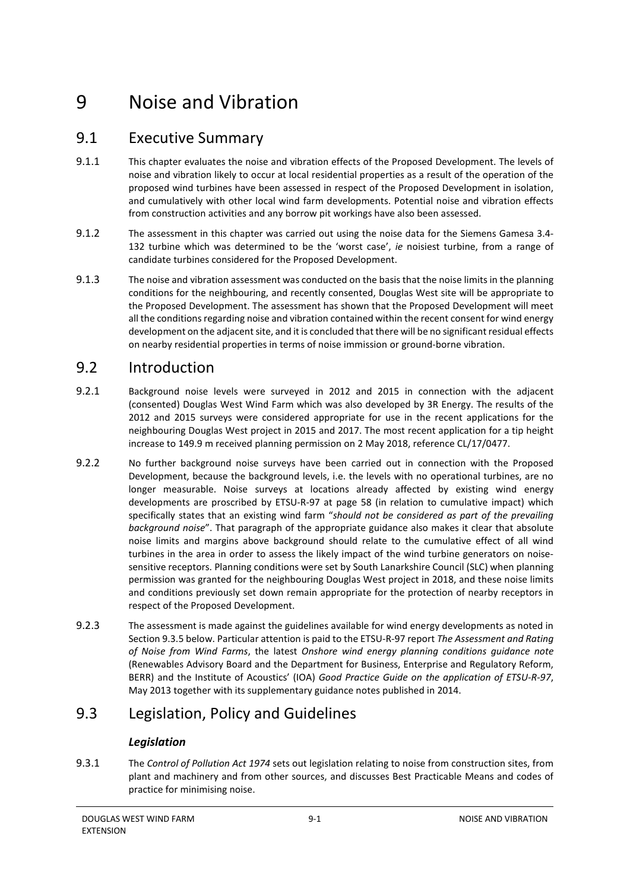# 9 Noise and Vibration

## 9.1 Executive Summary

9.1.1 This chapter evaluates the noise and vibration effects of the Proposed Development. The levels of noise and vibration likely to occur at local residential properties as a result of the operation of the proposed wind turbines have been assessed in respect of the Proposed Development in isolation, and cumulatively with other local wind farm developments. Potential noise and vibration effects from construction activities and any borrow pit workings have also been assessed.

9.1.2 The assessment in this chapter was carried out using the noise data for the Siemens Gamesa 3.4-132 turbine which was determined to be the 'worst case', *ie* noisiest turbine, from a range of candidate turbines considered for the Proposed Development.

9.1.3 The noise and vibration assessment was conducted on the basis that the noise limits in the planning conditions for the neighbouring, and recently consented, Douglas West site will be appropriate to the Proposed Development. The assessment has shown that the Proposed Development will meet all the conditions regarding noise and vibration contained within the recent consent for wind energy development on the adjacent site, and it is concluded that there will be no significant residual effects on nearby residential properties in terms of noise immission or ground-borne vibration.

## 9.2 Introduction

9.2.1 Background noise levels were surveyed in 2012 and 2015 in connection with the adjacent (consented) Douglas West Wind Farm which was also developed by 3R Energy. The results of the 2012 and 2015 surveys were considered appropriate for use in the recent applications for the neighbouring Douglas West project in 2015 and 2017. The most recent application for a tip height increase to 149.9 m received planning permission on 2 May 2018, reference CL/17/0477.

9.2.2 No further background noise surveys have been carried out in connection with the Proposed Development, because the background levels, i.e. the levels with no operational turbines, are no longer measurable. Noise surveys at locations already affected by existing wind energy developments are proscribed by ETSU-R-97 at page 58 (in relation to cumulative impact) which specifically states that an existing wind farm "*should not be considered as part of the prevailing background noise*". That paragraph of the appropriate guidance also makes it clear that absolute noise limits and margins above background should relate to the cumulative effect of all wind turbines in the area in order to assess the likely impact of the wind turbine generators on noise-sensitive receptors. Planning conditions were set by South Lanarkshire Council (SLC) when planning permission was granted for the neighbouring Douglas West project in 2018, and these noise limits and conditions previously set down remain appropriate for the protection of nearby receptors in respect of the Proposed Development.

9.2.3 The assessment is made against the guidelines available for wind energy developments as noted in Section 9.3.5 below. Particular attention is paid to the ETSU-R-97 report *The Assessment and Rating of Noise from Wind Farms*, the latest *Onshore wind energy planning conditions guidance note* (Renewables Advisory Board and the Department for Business, Enterprise and Regulatory Reform, BERR) and the Institute of Acoustics' (IOA) *Good Practice Guide on the application of ETSU-R-97*, May 2013 together with its supplementary guidance notes published in 2014.

## 9.3 Legislation, Policy and Guidelines

### *Legislation*

9.3.1 The *Control of Pollution Act 1974* sets out legislation relating to noise from construction sites, from plant and machinery and from other sources, and discusses Best Practicable Means and codes of practice for minimising noise.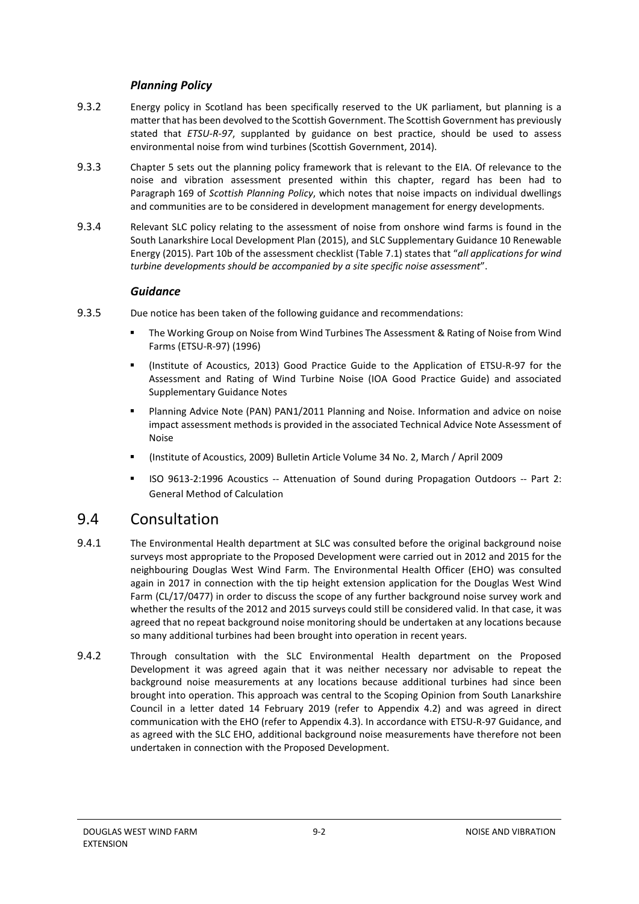### *Planning Policy*

9.3.2 Energy policy in Scotland has been specifically reserved to the UK parliament, but planning is a matter that has been devolved to the Scottish Government. The Scottish Government has previously stated that *ETSU-R-97*, supplanted by guidance on best practice, should be used to assess environmental noise from wind turbines (Scottish Government, 2014).

9.3.3 Chapter 5 sets out the planning policy framework that is relevant to the EIA. Of relevance to the noise and vibration assessment presented within this chapter, regard has been had to Paragraph 169 of *Scottish Planning Policy*, which notes that noise impacts on individual dwellings and communities are to be considered in development management for energy developments.

9.3.4 Relevant SLC policy relating to the assessment of noise from onshore wind farms is found in the South Lanarkshire Local Development Plan (2015), and SLC Supplementary Guidance 10 Renewable Energy (2015). Part 10b of the assessment checklist (Table 7.1) states that "*all applications for wind turbine developments should be accompanied by a site specific noise assessment*".

### *Guidance*

9.3.5 Due notice has been taken of the following guidance and recommendations:

- The Working Group on Noise from Wind Turbines The Assessment & Rating of Noise from Wind Farms (ETSU-R-97) (1996)
- (Institute of Acoustics, 2013) Good Practice Guide to the Application of ETSU-R-97 for the Assessment and Rating of Wind Turbine Noise (IOA Good Practice Guide) and associated Supplementary Guidance Notes
- Planning Advice Note (PAN) PAN1/2011 Planning and Noise. Information and advice on noise impact assessment methods is provided in the associated Technical Advice Note Assessment of Noise
- (Institute of Acoustics, 2009) Bulletin Article Volume 34 No. 2, March / April 2009
- ISO 9613-2:1996 Acoustics -- Attenuation of Sound during Propagation Outdoors -- Part 2: General Method of Calculation

## 9.4 Consultation

9.4.1 The Environmental Health department at SLC was consulted before the original background noise surveys most appropriate to the Proposed Development were carried out in 2012 and 2015 for the neighbouring Douglas West Wind Farm. The Environmental Health Officer (EHO) was consulted again in 2017 in connection with the tip height extension application for the Douglas West Wind Farm (CL/17/0477) in order to discuss the scope of any further background noise survey work and whether the results of the 2012 and 2015 surveys could still be considered valid. In that case, it was agreed that no repeat background noise monitoring should be undertaken at any locations because so many additional turbines had been brought into operation in recent years.

9.4.2 Through consultation with the SLC Environmental Health department on the Proposed Development it was agreed again that it was neither necessary nor advisable to repeat the background noise measurements at any locations because additional turbines had since been brought into operation. This approach was central to the Scoping Opinion from South Lanarkshire Council in a letter dated 14 February 2019 (refer to Appendix 4.2) and was agreed in direct communication with the EHO (refer to Appendix 4.3). In accordance with ETSU-R-97 Guidance, and as agreed with the SLC EHO, additional background noise measurements have therefore not been undertaken in connection with the Proposed Development.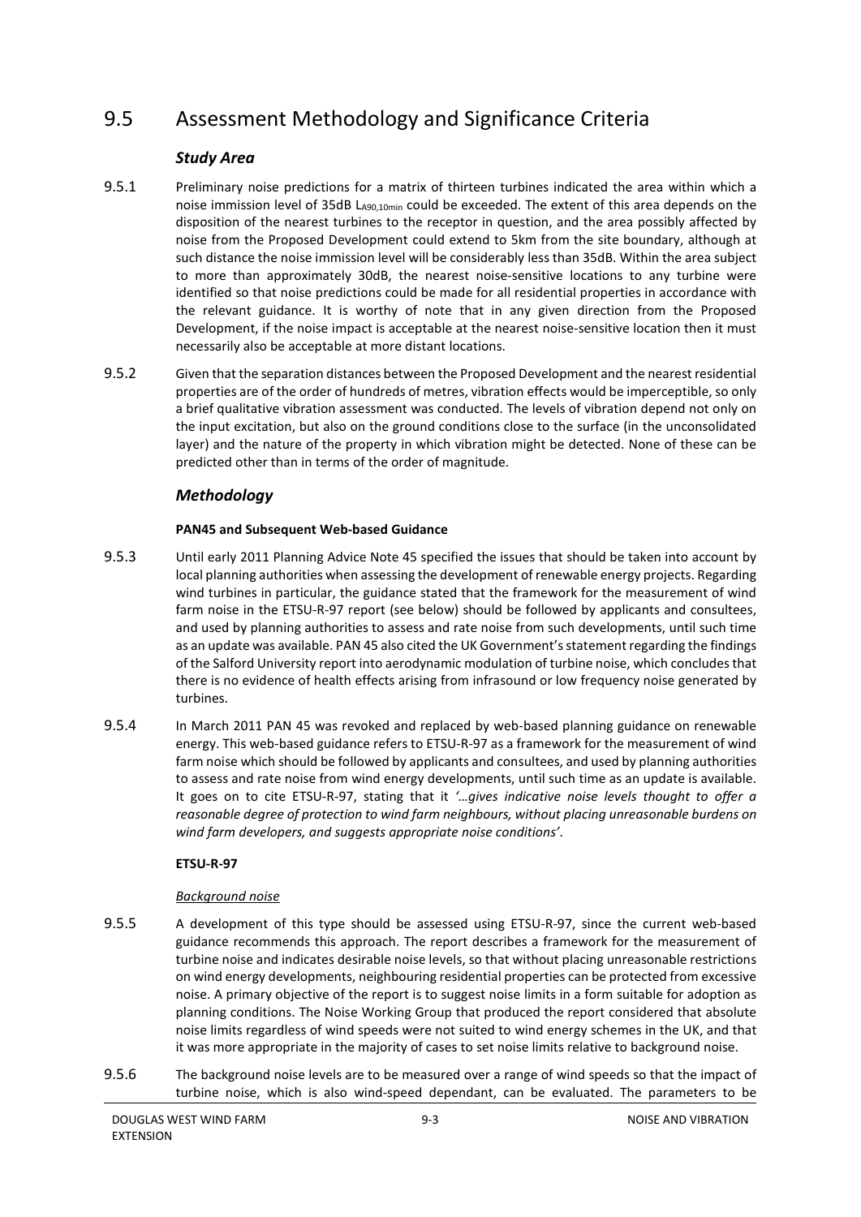## 9.5 Assessment Methodology and Significance Criteria

### *Study Area*

9.5.1 Preliminary noise predictions for a matrix of thirteen turbines indicated the area within which a noise immission level of 35dB $L_{A90,10min}$ could be exceeded. The extent of this area depends on the disposition of the nearest turbines to the receptor in question, and the area possibly affected by noise from the Proposed Development could extend to 5km from the site boundary, although at such distance the noise immission level will be considerably less than 35dB. Within the area subject to more than approximately 30dB, the nearest noise-sensitive locations to any turbine were identified so that noise predictions could be made for all residential properties in accordance with the relevant guidance. It is worthy of note that in any given direction from the Proposed Development, if the noise impact is acceptable at the nearest noise-sensitive location then it must necessarily also be acceptable at more distant locations.

9.5.2 Given that the separation distances between the Proposed Development and the nearest residential properties are of the order of hundreds of metres, vibration effects would be imperceptible, so only a brief qualitative vibration assessment was conducted. The levels of vibration depend not only on the input excitation, but also on the ground conditions close to the surface (in the unconsolidated layer) and the nature of the property in which vibration might be detected. None of these can be predicted other than in terms of the order of magnitude.

### *Methodology*

#### **PAN45 and Subsequent Web-based Guidance**

9.5.3 Until early 2011 Planning Advice Note 45 specified the issues that should be taken into account by local planning authorities when assessing the development of renewable energy projects. Regarding wind turbines in particular, the guidance stated that the framework for the measurement of wind farm noise in the ETSU-R-97 report (see below) should be followed by applicants and consultees, and used by planning authorities to assess and rate noise from such developments, until such time as an update was available. PAN 45 also cited the UK Government's statement regarding the findings of the Salford University report into aerodynamic modulation of turbine noise, which concludes that there is no evidence of health effects arising from infrasound or low frequency noise generated by turbines.

9.5.4 In March 2011 PAN 45 was revoked and replaced by web-based planning guidance on renewable energy. This web-based guidance refers to ETSU-R-97 as a framework for the measurement of wind farm noise which should be followed by applicants and consultees, and used by planning authorities to assess and rate noise from wind energy developments, until such time as an update is available. It goes on to cite ETSU-R-97, stating that it *'…gives indicative noise levels thought to offer a reasonable degree of protection to wind farm neighbours, without placing unreasonable burdens on wind farm developers, and suggests appropriate noise conditions'*.

#### **ETSU-R-97**

*Background noise*

9.5.5 A development of this type should be assessed using ETSU-R-97, since the current web-based guidance recommends this approach. The report describes a framework for the measurement of turbine noise and indicates desirable noise levels, so that without placing unreasonable restrictions on wind energy developments, neighbouring residential properties can be protected from excessive noise. A primary objective of the report is to suggest noise limits in a form suitable for adoption as planning conditions. The Noise Working Group that produced the report considered that absolute noise limits regardless of wind speeds were not suited to wind energy schemes in the UK, and that it was more appropriate in the majority of cases to set noise limits relative to background noise.

9.5.6 The background noise levels are to be measured over a range of wind speeds so that the impact of turbine noise, which is also wind-speed dependant, can be evaluated. The parameters to be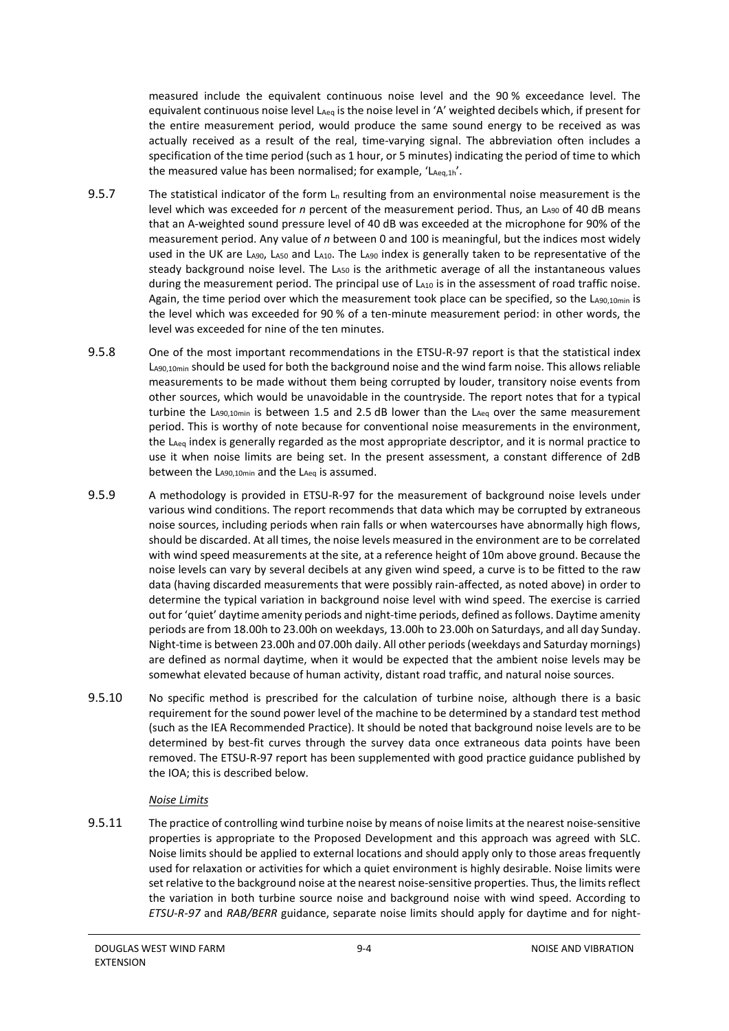measured include the equivalent continuous noise level and the 90 % exceedance level. The equivalent continuous noise level $L_{Aeq}$ is the noise level in 'A' weighted decibels which, if present for the entire measurement period, would produce the same sound energy to be received as was actually received as a result of the real, time-varying signal. The abbreviation often includes a specification of the time period (such as 1 hour, or 5 minutes) indicating the period of time to which the measured value has been normalised; for example, '$L_{Aeq,1h}$'.

9.5.7 The statistical indicator of the form $L_n$ resulting from an environmental noise measurement is the level which was exceeded for *n* percent of the measurement period. Thus, an $L_{A90}$ of 40 dB means that an A-weighted sound pressure level of 40 dB was exceeded at the microphone for 90% of the measurement period. Any value of *n* between 0 and 100 is meaningful, but the indices most widely used in the UK are $L_{A90}$, $L_{A50}$ and $L_{A10}$. The $L_{A90}$ index is generally taken to be representative of the steady background noise level. The $L_{A50}$ is the arithmetic average of all the instantaneous values during the measurement period. The principal use of $L_{A10}$ is in the assessment of road traffic noise. Again, the time period over which the measurement took place can be specified, so the $L_{A90,10min}$ is the level which was exceeded for 90 % of a ten-minute measurement period: in other words, the level was exceeded for nine of the ten minutes.

9.5.8 One of the most important recommendations in the ETSU-R-97 report is that the statistical index $L_{A90,10min}$ should be used for both the background noise and the wind farm noise. This allows reliable measurements to be made without them being corrupted by louder, transitory noise events from other sources, which would be unavoidable in the countryside. The report notes that for a typical turbine the $L_{A90,10min}$ is between 1.5 and 2.5 dB lower than the $L_{Aeq}$ over the same measurement period. This is worthy of note because for conventional noise measurements in the environment, the $L_{Aeq}$ index is generally regarded as the most appropriate descriptor, and it is normal practice to use it when noise limits are being set. In the present assessment, a constant difference of 2dB between the $L_{A90,10min}$ and the $L_{Aeq}$ is assumed.

9.5.9 A methodology is provided in ETSU-R-97 for the measurement of background noise levels under various wind conditions. The report recommends that data which may be corrupted by extraneous noise sources, including periods when rain falls or when watercourses have abnormally high flows, should be discarded. At all times, the noise levels measured in the environment are to be correlated with wind speed measurements at the site, at a reference height of 10m above ground. Because the noise levels can vary by several decibels at any given wind speed, a curve is to be fitted to the raw data (having discarded measurements that were possibly rain-affected, as noted above) in order to determine the typical variation in background noise level with wind speed. The exercise is carried out for 'quiet' daytime amenity periods and night-time periods, defined as follows. Daytime amenity periods are from 18.00h to 23.00h on weekdays, 13.00h to 23.00h on Saturdays, and all day Sunday. Night-time is between 23.00h and 07.00h daily. All other periods (weekdays and Saturday mornings) are defined as normal daytime, when it would be expected that the ambient noise levels may be somewhat elevated because of human activity, distant road traffic, and natural noise sources.

9.5.10 No specific method is prescribed for the calculation of turbine noise, although there is a basic requirement for the sound power level of the machine to be determined by a standard test method (such as the IEA Recommended Practice). It should be noted that background noise levels are to be determined by best-fit curves through the survey data once extraneous data points have been removed. The ETSU-R-97 report has been supplemented with good practice guidance published by the IOA; this is described below.

*Noise Limits*

9.5.11 The practice of controlling wind turbine noise by means of noise limits at the nearest noise-sensitive properties is appropriate to the Proposed Development and this approach was agreed with SLC. Noise limits should be applied to external locations and should apply only to those areas frequently used for relaxation or activities for which a quiet environment is highly desirable. Noise limits were set relative to the background noise at the nearest noise-sensitive properties. Thus, the limits reflect the variation in both turbine source noise and background noise with wind speed. According to *ETSU-R-97* and *RAB/BERR* guidance, separate noise limits should apply for daytime and for night-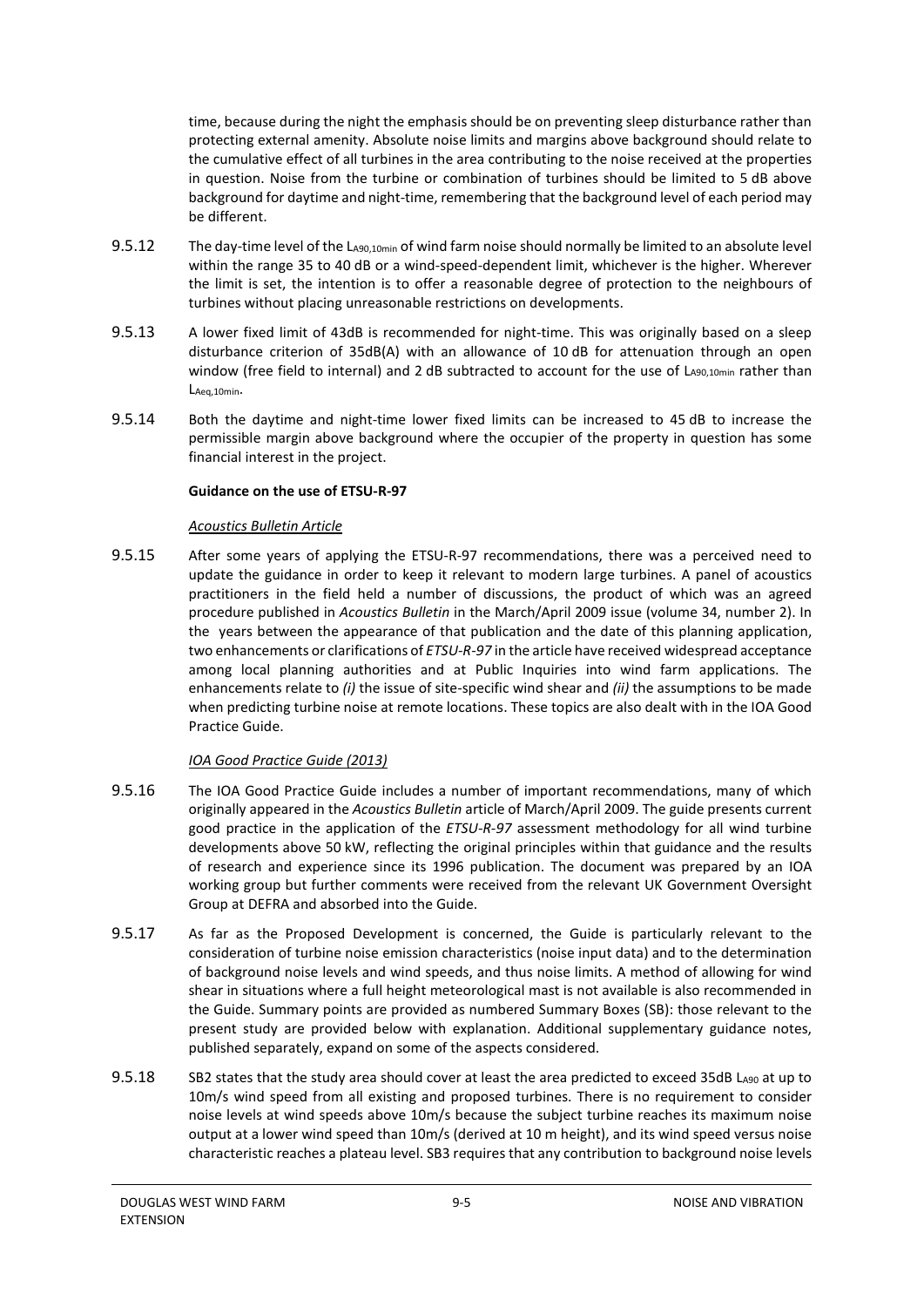time, because during the night the emphasis should be on preventing sleep disturbance rather than protecting external amenity. Absolute noise limits and margins above background should relate to the cumulative effect of all turbines in the area contributing to the noise received at the properties in question. Noise from the turbine or combination of turbines should be limited to 5 dB above background for daytime and night-time, remembering that the background level of each period may be different.

9.5.12 The day-time level of the $L_{A90,10min}$ of wind farm noise should normally be limited to an absolute level within the range 35 to 40 dB or a wind-speed-dependent limit, whichever is the higher. Wherever the limit is set, the intention is to offer a reasonable degree of protection to the neighbours of turbines without placing unreasonable restrictions on developments.

9.5.13 A lower fixed limit of 43dB is recommended for night-time. This was originally based on a sleep disturbance criterion of 35dB(A) with an allowance of 10 dB for attenuation through an open window (free field to internal) and 2 dB subtracted to account for the use of $L_{A90,10min}$ rather than $L_{Aeq,10min}$.

9.5.14 Both the daytime and night-time lower fixed limits can be increased to 45 dB to increase the permissible margin above background where the occupier of the property in question has some financial interest in the project.

**Guidance on the use of ETSU-R-97**

*Acoustics Bulletin Article*

9.5.15 After some years of applying the ETSU-R-97 recommendations, there was a perceived need to update the guidance in order to keep it relevant to modern large turbines. A panel of acoustics practitioners in the field held a number of discussions, the product of which was an agreed procedure published in *Acoustics Bulletin* in the March/April 2009 issue (volume 34, number 2). In the years between the appearance of that publication and the date of this planning application, two enhancements or clarifications of *ETSU-R-97* in the article have received widespread acceptance among local planning authorities and at Public Inquiries into wind farm applications. The enhancements relate to *(i)* the issue of site-specific wind shear and *(ii)* the assumptions to be made when predicting turbine noise at remote locations. These topics are also dealt with in the IOA Good Practice Guide.

*IOA Good Practice Guide (2013)*

9.5.16 The IOA Good Practice Guide includes a number of important recommendations, many of which originally appeared in the *Acoustics Bulletin* article of March/April 2009. The guide presents current good practice in the application of the *ETSU-R-97* assessment methodology for all wind turbine developments above 50 kW, reflecting the original principles within that guidance and the results of research and experience since its 1996 publication. The document was prepared by an IOA working group but further comments were received from the relevant UK Government Oversight Group at DEFRA and absorbed into the Guide.

9.5.17 As far as the Proposed Development is concerned, the Guide is particularly relevant to the consideration of turbine noise emission characteristics (noise input data) and to the determination of background noise levels and wind speeds, and thus noise limits. A method of allowing for wind shear in situations where a full height meteorological mast is not available is also recommended in the Guide. Summary points are provided as numbered Summary Boxes (SB): those relevant to the present study are provided below with explanation. Additional supplementary guidance notes, published separately, expand on some of the aspects considered.

9.5.18 SB2 states that the study area should cover at least the area predicted to exceed 35dB $L_{A90}$ at up to 10m/s wind speed from all existing and proposed turbines. There is no requirement to consider noise levels at wind speeds above 10m/s because the subject turbine reaches its maximum noise output at a lower wind speed than 10m/s (derived at 10 m height), and its wind speed versus noise characteristic reaches a plateau level. SB3 requires that any contribution to background noise levels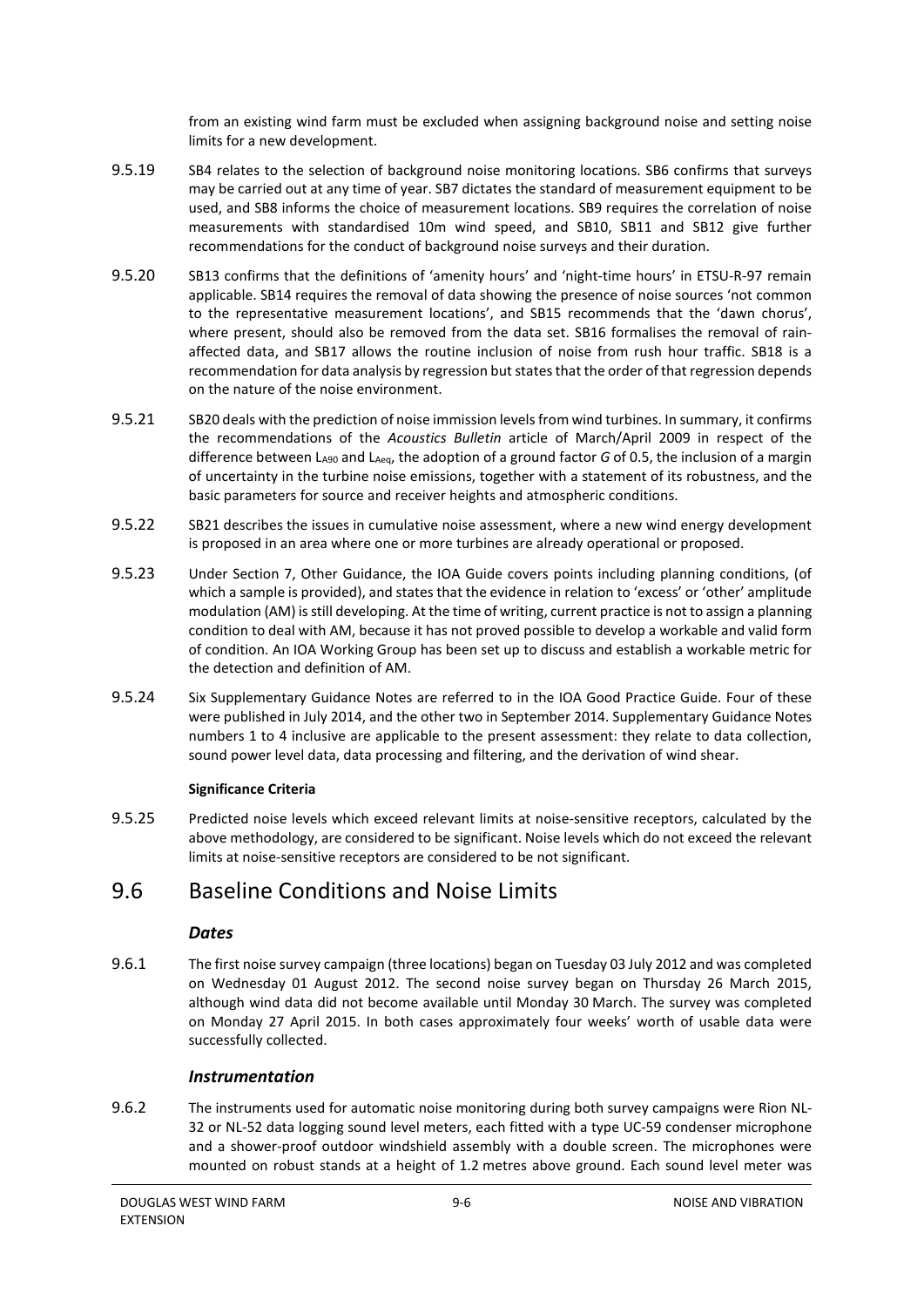from an existing wind farm must be excluded when assigning background noise and setting noise limits for a new development.

9.5.19 SB4 relates to the selection of background noise monitoring locations. SB6 confirms that surveys may be carried out at any time of year. SB7 dictates the standard of measurement equipment to be used, and SB8 informs the choice of measurement locations. SB9 requires the correlation of noise measurements with standardised 10m wind speed, and SB10, SB11 and SB12 give further recommendations for the conduct of background noise surveys and their duration.

9.5.20 SB13 confirms that the definitions of 'amenity hours' and 'night-time hours' in ETSU-R-97 remain applicable. SB14 requires the removal of data showing the presence of noise sources 'not common to the representative measurement locations', and SB15 recommends that the 'dawn chorus', where present, should also be removed from the data set. SB16 formalises the removal of rain-affected data, and SB17 allows the routine inclusion of noise from rush hour traffic. SB18 is a recommendation for data analysis by regression but states that the order of that regression depends on the nature of the noise environment.

9.5.21 SB20 deals with the prediction of noise immission levels from wind turbines. In summary, it confirms the recommendations of the *Acoustics Bulletin* article of March/April 2009 in respect of the difference between $L_{A90}$ and $L_{Aeq}$, the adoption of a ground factor *G* of 0.5, the inclusion of a margin of uncertainty in the turbine noise emissions, together with a statement of its robustness, and the basic parameters for source and receiver heights and atmospheric conditions.

9.5.22 SB21 describes the issues in cumulative noise assessment, where a new wind energy development is proposed in an area where one or more turbines are already operational or proposed.

9.5.23 Under Section 7, Other Guidance, the IOA Guide covers points including planning conditions, (of which a sample is provided), and states that the evidence in relation to 'excess' or 'other' amplitude modulation (AM) is still developing. At the time of writing, current practice is not to assign a planning condition to deal with AM, because it has not proved possible to develop a workable and valid form of condition. An IOA Working Group has been set up to discuss and establish a workable metric for the detection and definition of AM.

9.5.24 Six Supplementary Guidance Notes are referred to in the IOA Good Practice Guide. Four of these were published in July 2014, and the other two in September 2014. Supplementary Guidance Notes numbers 1 to 4 inclusive are applicable to the present assessment: they relate to data collection, sound power level data, data processing and filtering, and the derivation of wind shear.

**Significance Criteria**

9.5.25 Predicted noise levels which exceed relevant limits at noise-sensitive receptors, calculated by the above methodology, are considered to be significant. Noise levels which do not exceed the relevant limits at noise-sensitive receptors are considered to be not significant.

## 9.6 Baseline Conditions and Noise Limits

### *Dates*

9.6.1 The first noise survey campaign (three locations) began on Tuesday 03 July 2012 and was completed on Wednesday 01 August 2012. The second noise survey began on Thursday 26 March 2015, although wind data did not become available until Monday 30 March. The survey was completed on Monday 27 April 2015. In both cases approximately four weeks' worth of usable data were successfully collected.

### *Instrumentation*

9.6.2 The instruments used for automatic noise monitoring during both survey campaigns were Rion NL-32 or NL-52 data logging sound level meters, each fitted with a type UC-59 condenser microphone and a shower-proof outdoor windshield assembly with a double screen. The microphones were mounted on robust stands at a height of 1.2 metres above ground. Each sound level meter was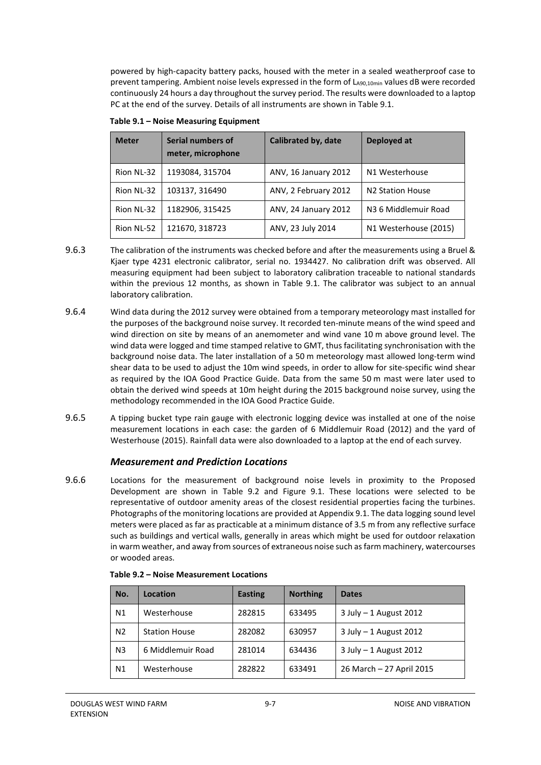powered by high-capacity battery packs, housed with the meter in a sealed weatherproof case to prevent tampering. Ambient noise levels expressed in the form of $L_{A90,10min}$ values dB were recorded continuously 24 hours a day throughout the survey period. The results were downloaded to a laptop PC at the end of the survey. Details of all instruments are shown in Table 9.1.

**Table 9.1 – Noise Measuring Equipment**

| Meter | Serial numbers of meter, microphone | Calibrated by, date | Deployed at |
|---|---|---|---|
| Rion NL-32 | 1193084, 315704 | ANV, 16 January 2012 | N1 Westerhouse |
| Rion NL-32 | 103137, 316490 | ANV, 2 February 2012 | N2 Station House |
| Rion NL-32 | 1182906, 315425 | ANV, 24 January 2012 | N3 6 Middlemuir Road |
| Rion NL-52 | 121670, 318723 | ANV, 23 July 2014 | N1 Westerhouse (2015) |

9.6.3 The calibration of the instruments was checked before and after the measurements using a Bruel & Kjaer type 4231 electronic calibrator, serial no. 1934427. No calibration drift was observed. All measuring equipment had been subject to laboratory calibration traceable to national standards within the previous 12 months, as shown in Table 9.1. The calibrator was subject to an annual laboratory calibration.

9.6.4 Wind data during the 2012 survey were obtained from a temporary meteorology mast installed for the purposes of the background noise survey. It recorded ten-minute means of the wind speed and wind direction on site by means of an anemometer and wind vane 10 m above ground level. The wind data were logged and time stamped relative to GMT, thus facilitating synchronisation with the background noise data. The later installation of a 50 m meteorology mast allowed long-term wind shear data to be used to adjust the 10m wind speeds, in order to allow for site-specific wind shear as required by the IOA Good Practice Guide. Data from the same 50 m mast were later used to obtain the derived wind speeds at 10m height during the 2015 background noise survey, using the methodology recommended in the IOA Good Practice Guide.

9.6.5 A tipping bucket type rain gauge with electronic logging device was installed at one of the noise measurement locations in each case: the garden of 6 Middlemuir Road (2012) and the yard of Westerhouse (2015). Rainfall data were also downloaded to a laptop at the end of each survey.

### *Measurement and Prediction Locations*

9.6.6 Locations for the measurement of background noise levels in proximity to the Proposed Development are shown in Table 9.2 and Figure 9.1. These locations were selected to be representative of outdoor amenity areas of the closest residential properties facing the turbines. Photographs of the monitoring locations are provided at Appendix 9.1. The data logging sound level meters were placed as far as practicable at a minimum distance of 3.5 m from any reflective surface such as buildings and vertical walls, generally in areas which might be used for outdoor relaxation in warm weather, and away from sources of extraneous noise such as farm machinery, watercourses or wooded areas.

**Table 9.2 – Noise Measurement Locations**

| No. | Location | Easting | Northing | Dates |
|---|---|---|---|---|
| N1 | Westerhouse | 282815 | 633495 | 3 July – 1 August 2012 |
| N2 | Station House | 282082 | 630957 | 3 July – 1 August 2012 |
| N3 | 6 Middlemuir Road | 281014 | 634436 | 3 July – 1 August 2012 |
| N1 | Westerhouse | 282822 | 633491 | 26 March – 27 April 2015 |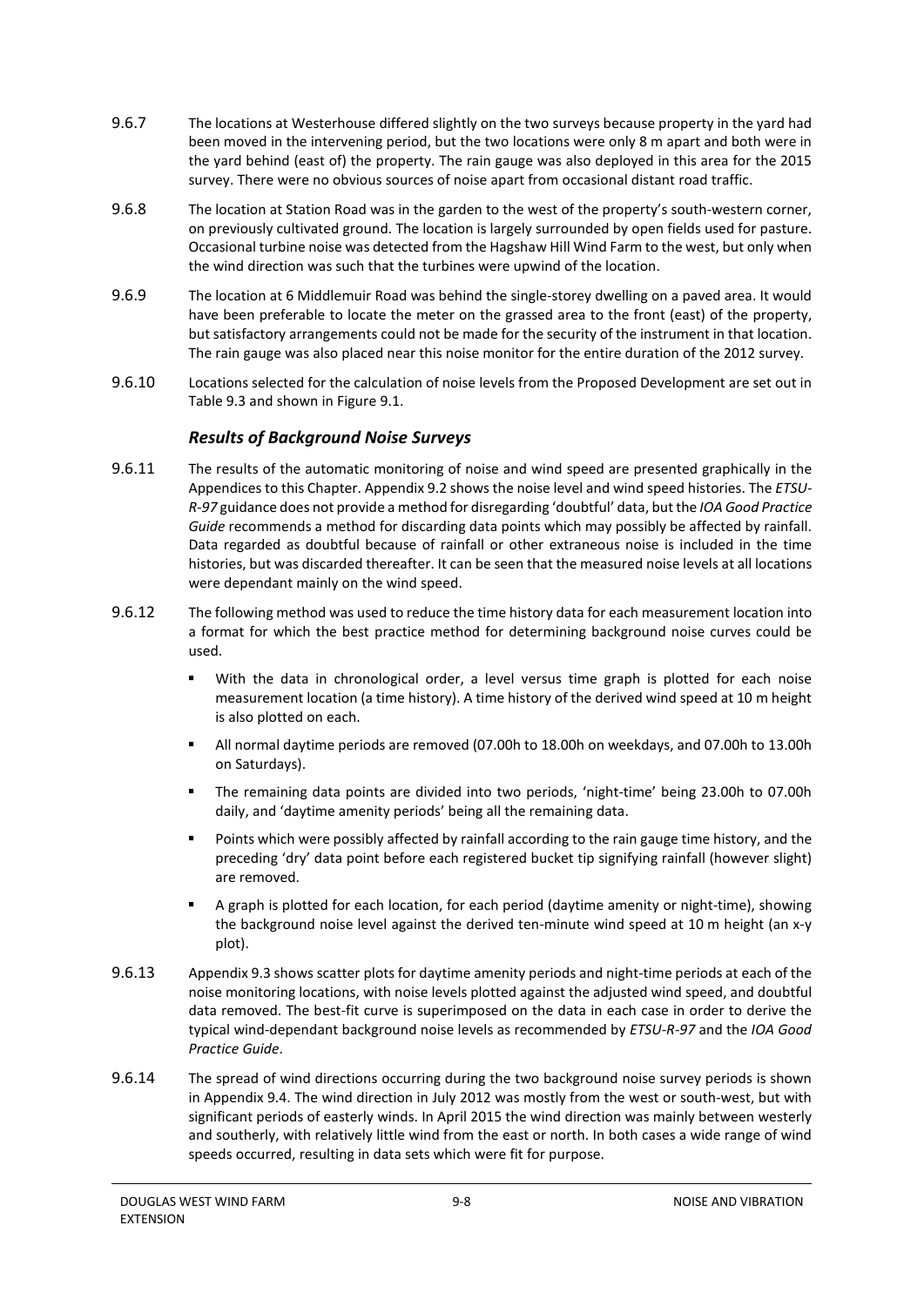9.6.7 The locations at Westerhouse differed slightly on the two surveys because property in the yard had been moved in the intervening period, but the two locations were only 8 m apart and both were in the yard behind (east of) the property. The rain gauge was also deployed in this area for the 2015 survey. There were no obvious sources of noise apart from occasional distant road traffic.

9.6.8 The location at Station Road was in the garden to the west of the property's south-western corner, on previously cultivated ground. The location is largely surrounded by open fields used for pasture. Occasional turbine noise was detected from the Hagshaw Hill Wind Farm to the west, but only when the wind direction was such that the turbines were upwind of the location.

9.6.9 The location at 6 Middlemuir Road was behind the single-storey dwelling on a paved area. It would have been preferable to locate the meter on the grassed area to the front (east) of the property, but satisfactory arrangements could not be made for the security of the instrument in that location. The rain gauge was also placed near this noise monitor for the entire duration of the 2012 survey.

9.6.10 Locations selected for the calculation of noise levels from the Proposed Development are set out in Table 9.3 and shown in Figure 9.1.

### *Results of Background Noise Surveys*

9.6.11 The results of the automatic monitoring of noise and wind speed are presented graphically in the Appendices to this Chapter. Appendix 9.2 shows the noise level and wind speed histories. The *ETSU-R-97* guidance does not provide a method for disregarding 'doubtful' data, but the *IOA Good Practice Guide* recommends a method for discarding data points which may possibly be affected by rainfall. Data regarded as doubtful because of rainfall or other extraneous noise is included in the time histories, but was discarded thereafter. It can be seen that the measured noise levels at all locations were dependant mainly on the wind speed.

9.6.12 The following method was used to reduce the time history data for each measurement location into a format for which the best practice method for determining background noise curves could be used.

- With the data in chronological order, a level versus time graph is plotted for each noise measurement location (a time history). A time history of the derived wind speed at 10 m height is also plotted on each.
- All normal daytime periods are removed (07.00h to 18.00h on weekdays, and 07.00h to 13.00h on Saturdays).
- The remaining data points are divided into two periods, 'night-time' being 23.00h to 07.00h daily, and 'daytime amenity periods' being all the remaining data.
- Points which were possibly affected by rainfall according to the rain gauge time history, and the preceding 'dry' data point before each registered bucket tip signifying rainfall (however slight) are removed.
- A graph is plotted for each location, for each period (daytime amenity or night-time), showing the background noise level against the derived ten-minute wind speed at 10 m height (an x-y plot).

9.6.13 Appendix 9.3 shows scatter plots for daytime amenity periods and night-time periods at each of the noise monitoring locations, with noise levels plotted against the adjusted wind speed, and doubtful data removed. The best-fit curve is superimposed on the data in each case in order to derive the typical wind-dependant background noise levels as recommended by *ETSU-R-97* and the *IOA Good Practice Guide*.

9.6.14 The spread of wind directions occurring during the two background noise survey periods is shown in Appendix 9.4. The wind direction in July 2012 was mostly from the west or south-west, but with significant periods of easterly winds. In April 2015 the wind direction was mainly between westerly and southerly, with relatively little wind from the east or north. In both cases a wide range of wind speeds occurred, resulting in data sets which were fit for purpose.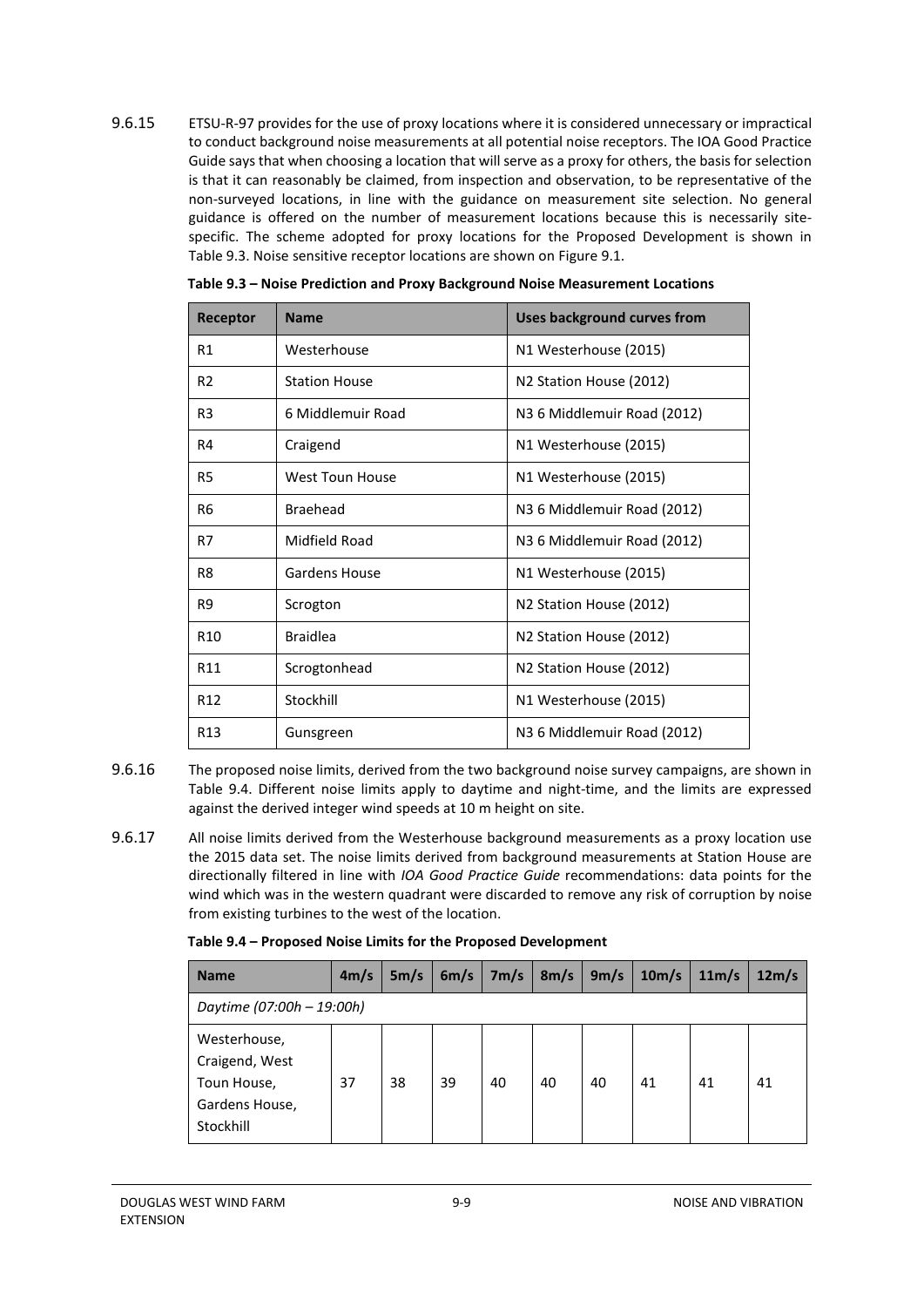9.6.15 ETSU-R-97 provides for the use of proxy locations where it is considered unnecessary or impractical to conduct background noise measurements at all potential noise receptors. The IOA Good Practice Guide says that when choosing a location that will serve as a proxy for others, the basis for selection is that it can reasonably be claimed, from inspection and observation, to be representative of the non-surveyed locations, in line with the guidance on measurement site selection. No general guidance is offered on the number of measurement locations because this is necessarily site-specific. The scheme adopted for proxy locations for the Proposed Development is shown in Table 9.3. Noise sensitive receptor locations are shown on Figure 9.1.

**Table 9.3 – Noise Prediction and Proxy Background Noise Measurement Locations**

| Receptor | Name | Uses background curves from |
|---|---|---|
| R1 | Westerhouse | N1 Westerhouse (2015) |
| R2 | Station House | N2 Station House (2012) |
| R3 | 6 Middlemuir Road | N3 6 Middlemuir Road (2012) |
| R4 | Craigend | N1 Westerhouse (2015) |
| R5 | West Toun House | N1 Westerhouse (2015) |
| R6 | Braehead | N3 6 Middlemuir Road (2012) |
| R7 | Midfield Road | N3 6 Middlemuir Road (2012) |
| R8 | Gardens House | N1 Westerhouse (2015) |
| R9 | Scrogton | N2 Station House (2012) |
| R10 | Braidlea | N2 Station House (2012) |
| R11 | Scrogtonhead | N2 Station House (2012) |
| R12 | Stockhill | N1 Westerhouse (2015) |
| R13 | Gunsgreen | N3 6 Middlemuir Road (2012) |

9.6.16 The proposed noise limits, derived from the two background noise survey campaigns, are shown in Table 9.4. Different noise limits apply to daytime and night-time, and the limits are expressed against the derived integer wind speeds at 10 m height on site.

9.6.17 All noise limits derived from the Westerhouse background measurements as a proxy location use the 2015 data set. The noise limits derived from background measurements at Station House are directionally filtered in line with *IOA Good Practice Guide* recommendations: data points for the wind which was in the western quadrant were discarded to remove any risk of corruption by noise from existing turbines to the west of the location.

**Table 9.4 – Proposed Noise Limits for the Proposed Development**

| Name | 4m/s | 5m/s | 6m/s | 7m/s | 8m/s | 9m/s | 10m/s | 11m/s | 12m/s |
|---|---|---|---|---|---|---|---|---|---|
| *Daytime (07:00h – 19:00h)* | | | | | | | | | |
| Westerhouse, Craigend, West Toun House, Gardens House, Stockhill | 37 | 38 | 39 | 40 | 40 | 40 | 41 | 41 | 41 |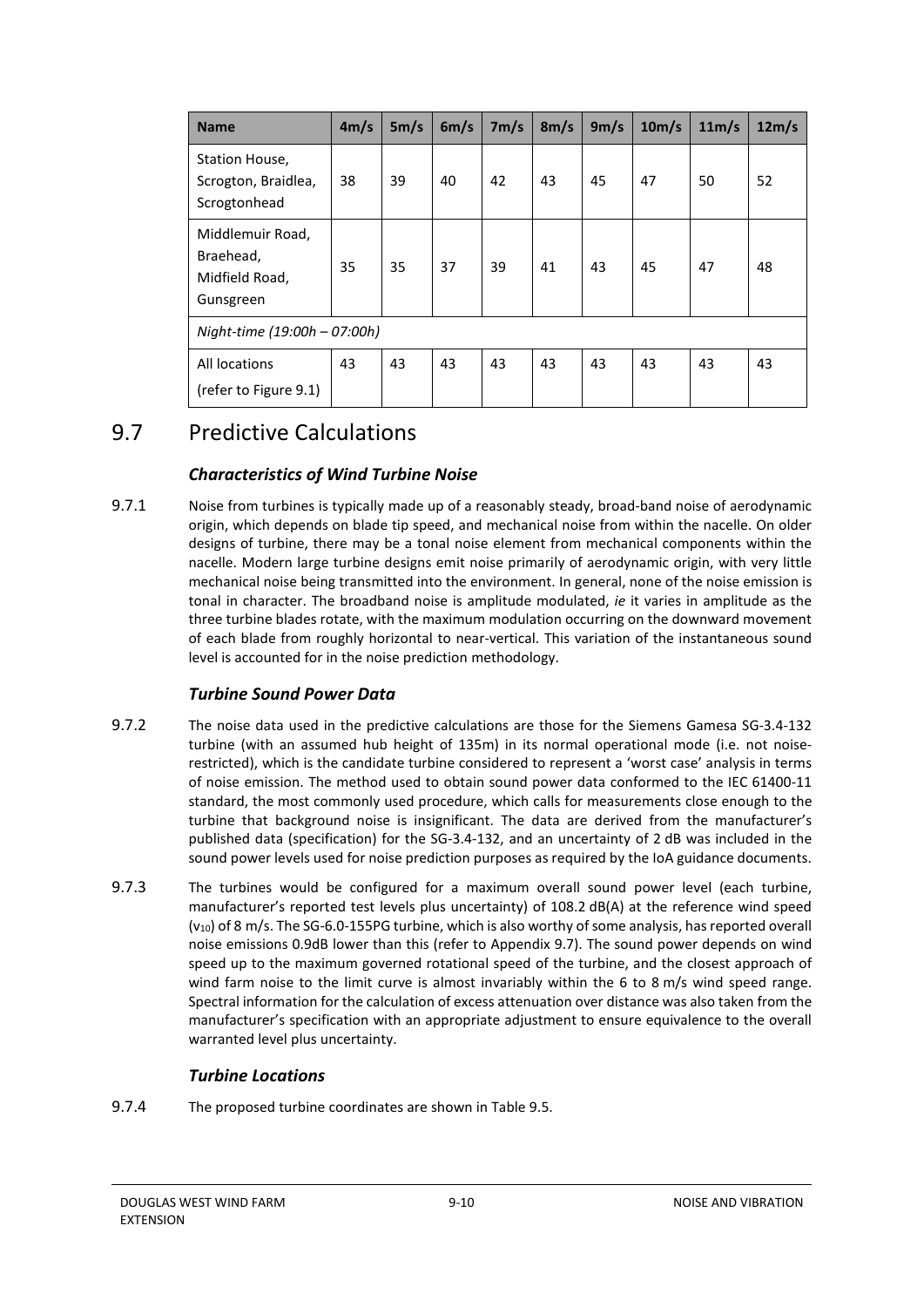| Name | 4m/s | 5m/s | 6m/s | 7m/s | 8m/s | 9m/s | 10m/s | 11m/s | 12m/s |
|---|---|---|---|---|---|---|---|---|---|
| Station House, Scrogton, Braidlea, Scrogtonhead | 38 | 39 | 40 | 42 | 43 | 45 | 47 | 50 | 52 |
| Middlemuir Road, Braehead, Midfield Road, Gunsgreen | 35 | 35 | 37 | 39 | 41 | 43 | 45 | 47 | 48 |
| *Night-time (19:00h – 07:00h)* | | | | | | | | | |
| All locations (refer to Figure 9.1) | 43 | 43 | 43 | 43 | 43 | 43 | 43 | 43 | 43 |

## 9.7 Predictive Calculations

### *Characteristics of Wind Turbine Noise*

9.7.1 Noise from turbines is typically made up of a reasonably steady, broad-band noise of aerodynamic origin, which depends on blade tip speed, and mechanical noise from within the nacelle. On older designs of turbine, there may be a tonal noise element from mechanical components within the nacelle. Modern large turbine designs emit noise primarily of aerodynamic origin, with very little mechanical noise being transmitted into the environment. In general, none of the noise emission is tonal in character. The broadband noise is amplitude modulated, *ie* it varies in amplitude as the three turbine blades rotate, with the maximum modulation occurring on the downward movement of each blade from roughly horizontal to near-vertical. This variation of the instantaneous sound level is accounted for in the noise prediction methodology.

### *Turbine Sound Power Data*

9.7.2 The noise data used in the predictive calculations are those for the Siemens Gamesa SG-3.4-132 turbine (with an assumed hub height of 135m) in its normal operational mode (i.e. not noise-restricted), which is the candidate turbine considered to represent a 'worst case' analysis in terms of noise emission. The method used to obtain sound power data conformed to the IEC 61400-11 standard, the most commonly used procedure, which calls for measurements close enough to the turbine that background noise is insignificant. The data are derived from the manufacturer's published data (specification) for the SG-3.4-132, and an uncertainty of 2 dB was included in the sound power levels used for noise prediction purposes as required by the IoA guidance documents.

9.7.3 The turbines would be configured for a maximum overall sound power level (each turbine, manufacturer's reported test levels plus uncertainty) of 108.2 dB(A) at the reference wind speed ($v_{10}$) of 8 m/s. The SG-6.0-155PG turbine, which is also worthy of some analysis, has reported overall noise emissions 0.9dB lower than this (refer to Appendix 9.7). The sound power depends on wind speed up to the maximum governed rotational speed of the turbine, and the closest approach of wind farm noise to the limit curve is almost invariably within the 6 to 8 m/s wind speed range. Spectral information for the calculation of excess attenuation over distance was also taken from the manufacturer's specification with an appropriate adjustment to ensure equivalence to the overall warranted level plus uncertainty.

### *Turbine Locations*

9.7.4 The proposed turbine coordinates are shown in Table 9.5.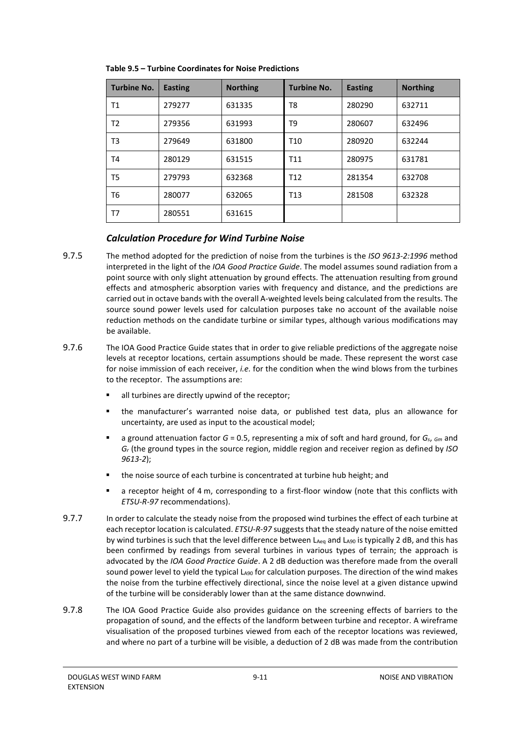**Table 9.5 – Turbine Coordinates for Noise Predictions**

| Turbine No. | Easting | Northing | Turbine No. | Easting | Northing |
|---|---|---|---|---|---|
| T1 | 279277 | 631335 | T8 | 280290 | 632711 |
| T2 | 279356 | 631993 | T9 | 280607 | 632496 |
| T3 | 279649 | 631800 | T10 | 280920 | 632244 |
| T4 | 280129 | 631515 | T11 | 280975 | 631781 |
| T5 | 279793 | 632368 | T12 | 281354 | 632708 |
| T6 | 280077 | 632065 | T13 | 281508 | 632328 |
| T7 | 280551 | 631615 | | | |

### *Calculation Procedure for Wind Turbine Noise*

9.7.5 The method adopted for the prediction of noise from the turbines is the *ISO 9613-2:1996* method interpreted in the light of the *IOA Good Practice Guide*. The model assumes sound radiation from a point source with only slight attenuation by ground effects. The attenuation resulting from ground effects and atmospheric absorption varies with frequency and distance, and the predictions are carried out in octave bands with the overall A-weighted levels being calculated from the results. The source sound power levels used for calculation purposes take no account of the available noise reduction methods on the candidate turbine or similar types, although various modifications may be available.

9.7.6 The IOA Good Practice Guide states that in order to give reliable predictions of the aggregate noise levels at receptor locations, certain assumptions should be made. These represent the worst case for noise immission of each receiver, *i.e.* for the condition when the wind blows from the turbines to the receptor. The assumptions are:

- all turbines are directly upwind of the receptor;
- the manufacturer's warranted noise data, or published test data, plus an allowance for uncertainty, are used as input to the acoustical model;
- a ground attenuation factor $G = 0.5$, representing a mix of soft and hard ground, for $G_s$, $G_m$ and $G_r$ (the ground types in the source region, middle region and receiver region as defined by *ISO 9613-2*);
- the noise source of each turbine is concentrated at turbine hub height; and
- a receptor height of 4 m, corresponding to a first-floor window (note that this conflicts with *ETSU-R-97* recommendations).

9.7.7 In order to calculate the steady noise from the proposed wind turbines the effect of each turbine at each receptor location is calculated. *ETSU-R-97* suggests that the steady nature of the noise emitted by wind turbines is such that the level difference between $L_{Aeq}$ and $L_{A90}$ is typically 2 dB, and this has been confirmed by readings from several turbines in various types of terrain; the approach is advocated by the *IOA Good Practice Guide*. A 2 dB deduction was therefore made from the overall sound power level to yield the typical $L_{A90}$ for calculation purposes. The direction of the wind makes the noise from the turbine effectively directional, since the noise level at a given distance upwind of the turbine will be considerably lower than at the same distance downwind.

9.7.8 The IOA Good Practice Guide also provides guidance on the screening effects of barriers to the propagation of sound, and the effects of the landform between turbine and receptor. A wireframe visualisation of the proposed turbines viewed from each of the receptor locations was reviewed, and where no part of a turbine will be visible, a deduction of 2 dB was made from the contribution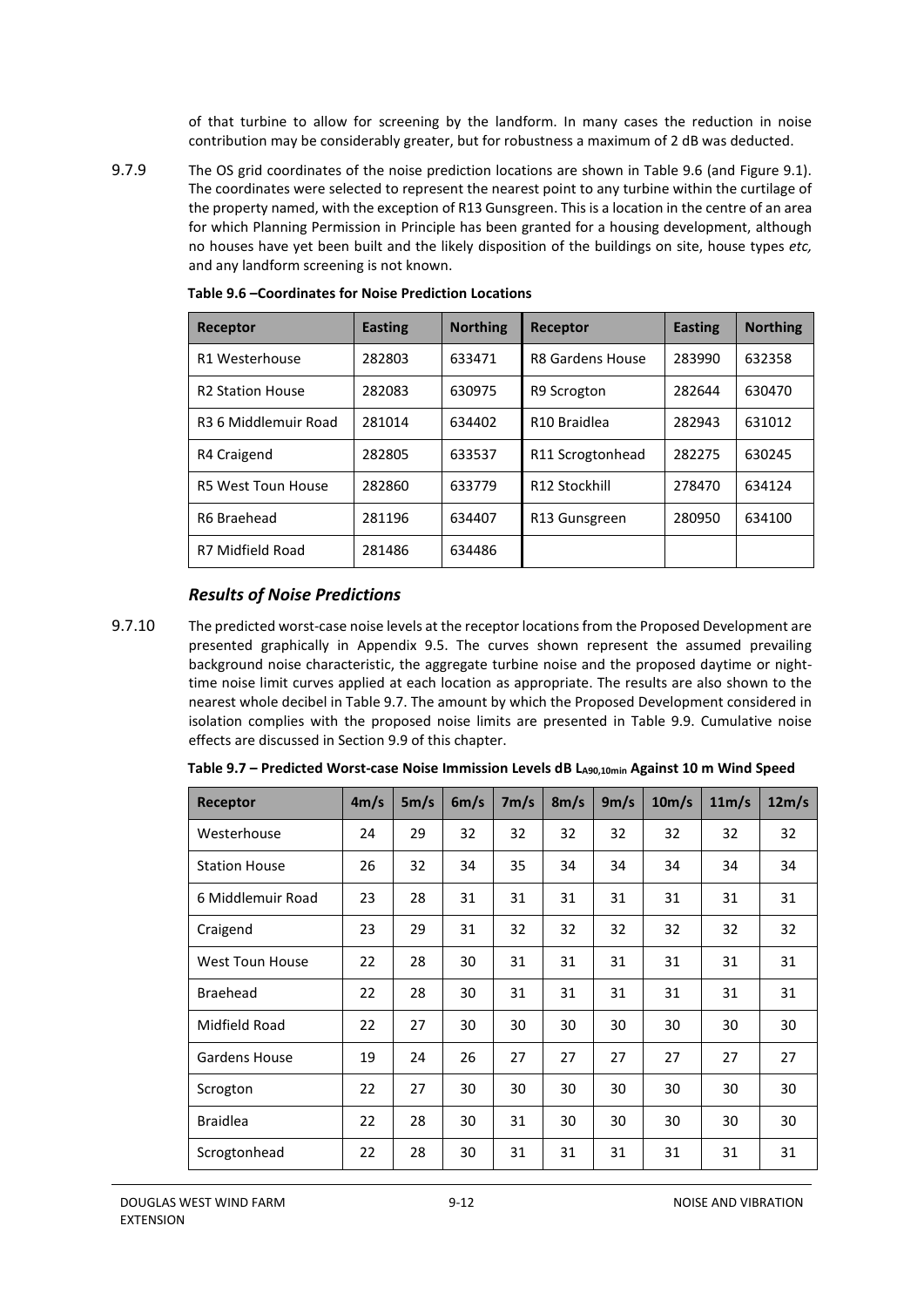of that turbine to allow for screening by the landform. In many cases the reduction in noise contribution may be considerably greater, but for robustness a maximum of 2 dB was deducted.

9.7.9 The OS grid coordinates of the noise prediction locations are shown in Table 9.6 (and Figure 9.1). The coordinates were selected to represent the nearest point to any turbine within the curtilage of the property named, with the exception of R13 Gunsgreen. This is a location in the centre of an area for which Planning Permission in Principle has been granted for a housing development, although no houses have yet been built and the likely disposition of the buildings on site, house types *etc,* and any landform screening is not known.

**Table 9.6 –Coordinates for Noise Prediction Locations**

| Receptor | Easting | Northing | Receptor | Easting | Northing |
|---|---|---|---|---|---|
| R1 Westerhouse | 282803 | 633471 | R8 Gardens House | 283990 | 632358 |
| R2 Station House | 282083 | 630975 | R9 Scrogton | 282644 | 630470 |
| R3 6 Middlemuir Road | 281014 | 634402 | R10 Braidlea | 282943 | 631012 |
| R4 Craigend | 282805 | 633537 | R11 Scrogtonhead | 282275 | 630245 |
| R5 West Toun House | 282860 | 633779 | R12 Stockhill | 278470 | 634124 |
| R6 Braehead | 281196 | 634407 | R13 Gunsgreen | 280950 | 634100 |
| R7 Midfield Road | 281486 | 634486 | | | |

### *Results of Noise Predictions*

9.7.10 The predicted worst-case noise levels at the receptor locations from the Proposed Development are presented graphically in Appendix 9.5. The curves shown represent the assumed prevailing background noise characteristic, the aggregate turbine noise and the proposed daytime or night-time noise limit curves applied at each location as appropriate. The results are also shown to the nearest whole decibel in Table 9.7. The amount by which the Proposed Development considered in isolation complies with the proposed noise limits are presented in Table 9.9. Cumulative noise effects are discussed in Section 9.9 of this chapter.

**Table 9.7 – Predicted Worst-case Noise Immission Levels dB $L_{A90,10min}$ Against 10 m Wind Speed**

| Receptor | 4m/s | 5m/s | 6m/s | 7m/s | 8m/s | 9m/s | 10m/s | 11m/s | 12m/s |
|---|---|---|---|---|---|---|---|---|---|
| Westerhouse | 24 | 29 | 32 | 32 | 32 | 32 | 32 | 32 | 32 |
| Station House | 26 | 32 | 34 | 35 | 34 | 34 | 34 | 34 | 34 |
| 6 Middlemuir Road | 23 | 28 | 31 | 31 | 31 | 31 | 31 | 31 | 31 |
| Craigend | 23 | 29 | 31 | 32 | 32 | 32 | 32 | 32 | 32 |
| West Toun House | 22 | 28 | 30 | 31 | 31 | 31 | 31 | 31 | 31 |
| Braehead | 22 | 28 | 30 | 31 | 31 | 31 | 31 | 31 | 31 |
| Midfield Road | 22 | 27 | 30 | 30 | 30 | 30 | 30 | 30 | 30 |
| Gardens House | 19 | 24 | 26 | 27 | 27 | 27 | 27 | 27 | 27 |
| Scrogton | 22 | 27 | 30 | 30 | 30 | 30 | 30 | 30 | 30 |
| Braidlea | 22 | 28 | 30 | 31 | 30 | 30 | 30 | 30 | 30 |
| Scrogtonhead | 22 | 28 | 30 | 31 | 31 | 31 | 31 | 31 | 31 |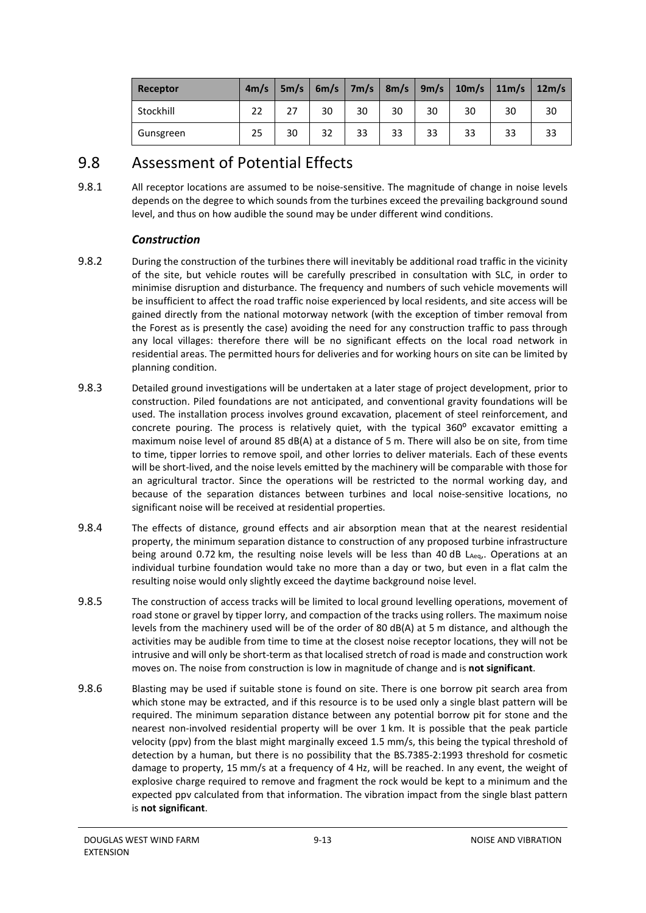| Receptor | 4m/s | 5m/s | 6m/s | 7m/s | 8m/s | 9m/s | 10m/s | 11m/s | 12m/s |
|---|---|---|---|---|---|---|---|---|---|
| Stockhill | 22 | 27 | 30 | 30 | 30 | 30 | 30 | 30 | 30 |
| Gunsgreen | 25 | 30 | 32 | 33 | 33 | 33 | 33 | 33 | 33 |

## 9.8 Assessment of Potential Effects

9.8.1 All receptor locations are assumed to be noise-sensitive. The magnitude of change in noise levels depends on the degree to which sounds from the turbines exceed the prevailing background sound level, and thus on how audible the sound may be under different wind conditions.

### *Construction*

9.8.2 During the construction of the turbines there will inevitably be additional road traffic in the vicinity of the site, but vehicle routes will be carefully prescribed in consultation with SLC, in order to minimise disruption and disturbance. The frequency and numbers of such vehicle movements will be insufficient to affect the road traffic noise experienced by local residents, and site access will be gained directly from the national motorway network (with the exception of timber removal from the Forest as is presently the case) avoiding the need for any construction traffic to pass through any local villages: therefore there will be no significant effects on the local road network in residential areas. The permitted hours for deliveries and for working hours on site can be limited by planning condition.

9.8.3 Detailed ground investigations will be undertaken at a later stage of project development, prior to construction. Piled foundations are not anticipated, and conventional gravity foundations will be used. The installation process involves ground excavation, placement of steel reinforcement, and concrete pouring. The process is relatively quiet, with the typical 360° excavator emitting a maximum noise level of around 85 dB(A) at a distance of 5 m. There will also be on site, from time to time, tipper lorries to remove spoil, and other lorries to deliver materials. Each of these events will be short-lived, and the noise levels emitted by the machinery will be comparable with those for an agricultural tractor. Since the operations will be restricted to the normal working day, and because of the separation distances between turbines and local noise-sensitive locations, no significant noise will be received at residential properties.

9.8.4 The effects of distance, ground effects and air absorption mean that at the nearest residential property, the minimum separation distance to construction of any proposed turbine infrastructure being around 0.72 km, the resulting noise levels will be less than 40 dB $L_{Aeq}$,. Operations at an individual turbine foundation would take no more than a day or two, but even in a flat calm the resulting noise would only slightly exceed the daytime background noise level.

9.8.5 The construction of access tracks will be limited to local ground levelling operations, movement of road stone or gravel by tipper lorry, and compaction of the tracks using rollers. The maximum noise levels from the machinery used will be of the order of 80 dB(A) at 5 m distance, and although the activities may be audible from time to time at the closest noise receptor locations, they will not be intrusive and will only be short-term as that localised stretch of road is made and construction work moves on. The noise from construction is low in magnitude of change and is **not significant**.

9.8.6 Blasting may be used if suitable stone is found on site. There is one borrow pit search area from which stone may be extracted, and if this resource is to be used only a single blast pattern will be required. The minimum separation distance between any potential borrow pit for stone and the nearest non-involved residential property will be over 1 km. It is possible that the peak particle velocity (ppv) from the blast might marginally exceed 1.5 mm/s, this being the typical threshold of detection by a human, but there is no possibility that the BS.7385-2:1993 threshold for cosmetic damage to property, 15 mm/s at a frequency of 4 Hz, will be reached. In any event, the weight of explosive charge required to remove and fragment the rock would be kept to a minimum and the expected ppv calculated from that information. The vibration impact from the single blast pattern is **not significant**.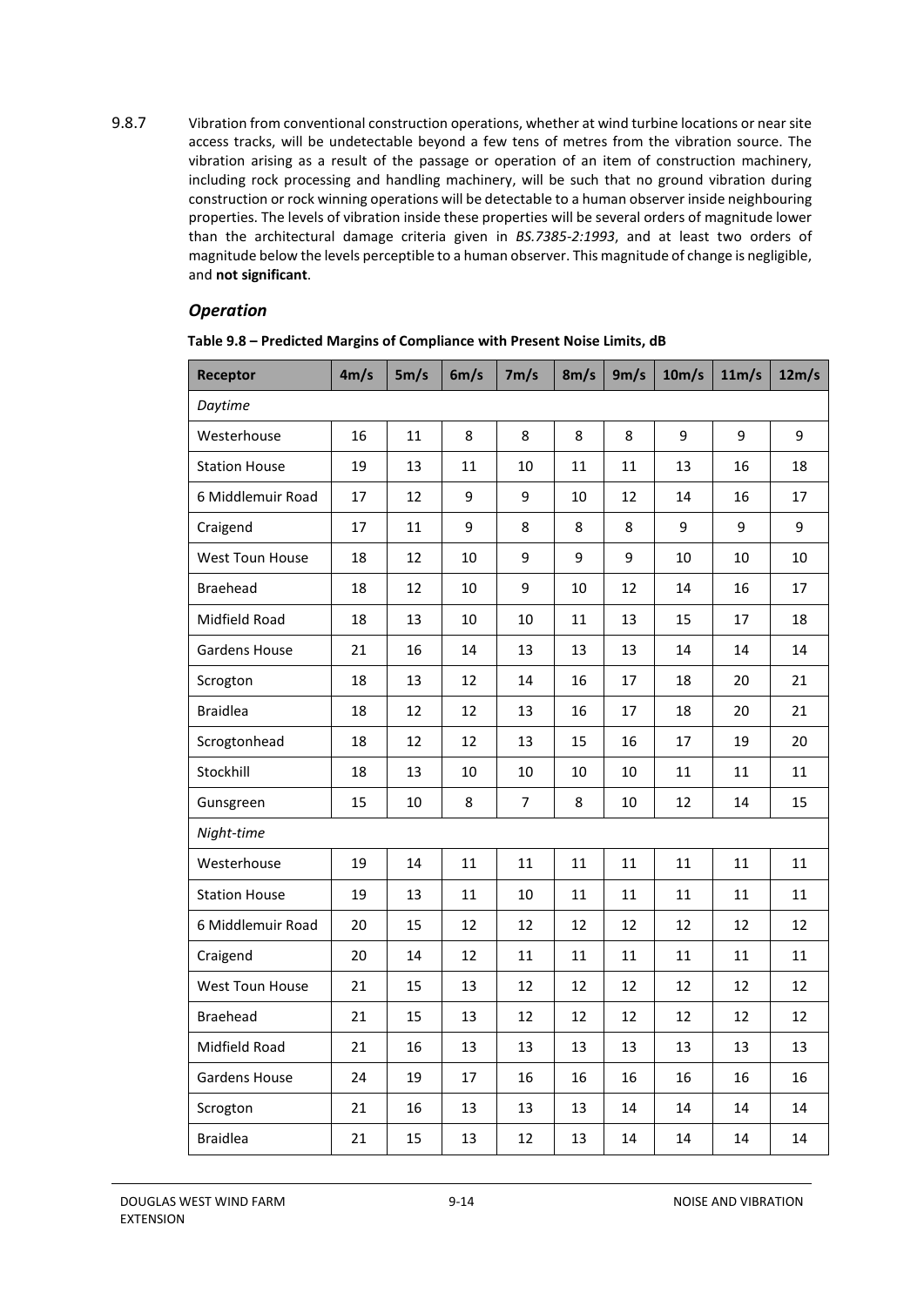9.8.7 Vibration from conventional construction operations, whether at wind turbine locations or near site access tracks, will be undetectable beyond a few tens of metres from the vibration source. The vibration arising as a result of the passage or operation of an item of construction machinery, including rock processing and handling machinery, will be such that no ground vibration during construction or rock winning operations will be detectable to a human observer inside neighbouring properties. The levels of vibration inside these properties will be several orders of magnitude lower than the architectural damage criteria given in *BS.7385-2:1993*, and at least two orders of magnitude below the levels perceptible to a human observer. This magnitude of change is negligible, and **not significant**.

### *Operation*

**Table 9.8 – Predicted Margins of Compliance with Present Noise Limits, dB**

| Receptor | 4m/s | 5m/s | 6m/s | 7m/s | 8m/s | 9m/s | 10m/s | 11m/s | 12m/s |
|---|---|---|---|---|---|---|---|---|---|
| *Daytime* | | | | | | | | | |
| Westerhouse | 16 | 11 | 8 | 8 | 8 | 8 | 9 | 9 | 9 |
| Station House | 19 | 13 | 11 | 10 | 11 | 11 | 13 | 16 | 18 |
| 6 Middlemuir Road | 17 | 12 | 9 | 9 | 10 | 12 | 14 | 16 | 17 |
| Craigend | 17 | 11 | 9 | 8 | 8 | 8 | 9 | 9 | 9 |
| West Toun House | 18 | 12 | 10 | 9 | 9 | 9 | 10 | 10 | 10 |
| Braehead | 18 | 12 | 10 | 9 | 10 | 12 | 14 | 16 | 17 |
| Midfield Road | 18 | 13 | 10 | 10 | 11 | 13 | 15 | 17 | 18 |
| Gardens House | 21 | 16 | 14 | 13 | 13 | 13 | 14 | 14 | 14 |
| Scrogton | 18 | 13 | 12 | 14 | 16 | 17 | 18 | 20 | 21 |
| Braidlea | 18 | 12 | 12 | 13 | 16 | 17 | 18 | 20 | 21 |
| Scrogtonhead | 18 | 12 | 12 | 13 | 15 | 16 | 17 | 19 | 20 |
| Stockhill | 18 | 13 | 10 | 10 | 10 | 10 | 11 | 11 | 11 |
| Gunsgreen | 15 | 10 | 8 | 7 | 8 | 10 | 12 | 14 | 15 |
| *Night-time* | | | | | | | | | |
| Westerhouse | 19 | 14 | 11 | 11 | 11 | 11 | 11 | 11 | 11 |
| Station House | 19 | 13 | 11 | 10 | 11 | 11 | 11 | 11 | 11 |
| 6 Middlemuir Road | 20 | 15 | 12 | 12 | 12 | 12 | 12 | 12 | 12 |
| Craigend | 20 | 14 | 12 | 11 | 11 | 11 | 11 | 11 | 11 |
| West Toun House | 21 | 15 | 13 | 12 | 12 | 12 | 12 | 12 | 12 |
| Braehead | 21 | 15 | 13 | 12 | 12 | 12 | 12 | 12 | 12 |
| Midfield Road | 21 | 16 | 13 | 13 | 13 | 13 | 13 | 13 | 13 |
| Gardens House | 24 | 19 | 17 | 16 | 16 | 16 | 16 | 16 | 16 |
| Scrogton | 21 | 16 | 13 | 13 | 13 | 14 | 14 | 14 | 14 |
| Braidlea | 21 | 15 | 13 | 12 | 13 | 14 | 14 | 14 | 14 |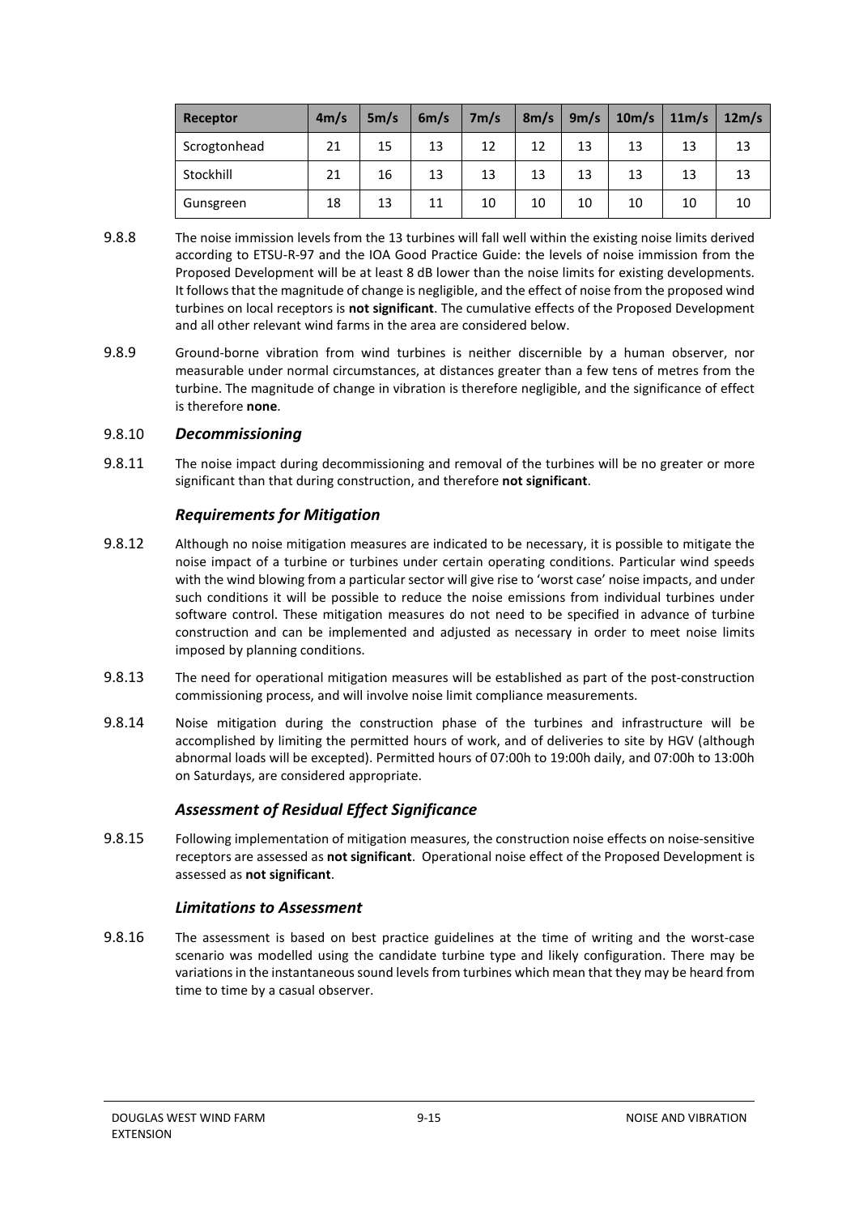| Receptor | 4m/s | 5m/s | 6m/s | 7m/s | 8m/s | 9m/s | 10m/s | 11m/s | 12m/s |
|---|---|---|---|---|---|---|---|---|---|
| Scrogtonhead | 21 | 15 | 13 | 12 | 12 | 13 | 13 | 13 | 13 |
| Stockhill | 21 | 16 | 13 | 13 | 13 | 13 | 13 | 13 | 13 |
| Gunsgreen | 18 | 13 | 11 | 10 | 10 | 10 | 10 | 10 | 10 |

9.8.8 The noise immission levels from the 13 turbines will fall well within the existing noise limits derived according to ETSU-R-97 and the IOA Good Practice Guide: the levels of noise immission from the Proposed Development will be at least 8 dB lower than the noise limits for existing developments. It follows that the magnitude of change is negligible, and the effect of noise from the proposed wind turbines on local receptors is **not significant**. The cumulative effects of the Proposed Development and all other relevant wind farms in the area are considered below.

9.8.9 Ground-borne vibration from wind turbines is neither discernible by a human observer, nor measurable under normal circumstances, at distances greater than a few tens of metres from the turbine. The magnitude of change in vibration is therefore negligible, and the significance of effect is therefore **none**.

### 9.8.10 *Decommissioning*

9.8.11 The noise impact during decommissioning and removal of the turbines will be no greater or more significant than that during construction, and therefore **not significant**.

### *Requirements for Mitigation*

9.8.12 Although no noise mitigation measures are indicated to be necessary, it is possible to mitigate the noise impact of a turbine or turbines under certain operating conditions. Particular wind speeds with the wind blowing from a particular sector will give rise to 'worst case' noise impacts, and under such conditions it will be possible to reduce the noise emissions from individual turbines under software control. These mitigation measures do not need to be specified in advance of turbine construction and can be implemented and adjusted as necessary in order to meet noise limits imposed by planning conditions.

9.8.13 The need for operational mitigation measures will be established as part of the post-construction commissioning process, and will involve noise limit compliance measurements.

9.8.14 Noise mitigation during the construction phase of the turbines and infrastructure will be accomplished by limiting the permitted hours of work, and of deliveries to site by HGV (although abnormal loads will be excepted). Permitted hours of 07:00h to 19:00h daily, and 07:00h to 13:00h on Saturdays, are considered appropriate.

### *Assessment of Residual Effect Significance*

9.8.15 Following implementation of mitigation measures, the construction noise effects on noise-sensitive receptors are assessed as **not significant**. Operational noise effect of the Proposed Development is assessed as **not significant**.

### *Limitations to Assessment*

9.8.16 The assessment is based on best practice guidelines at the time of writing and the worst-case scenario was modelled using the candidate turbine type and likely configuration. There may be variations in the instantaneous sound levels from turbines which mean that they may be heard from time to time by a casual observer.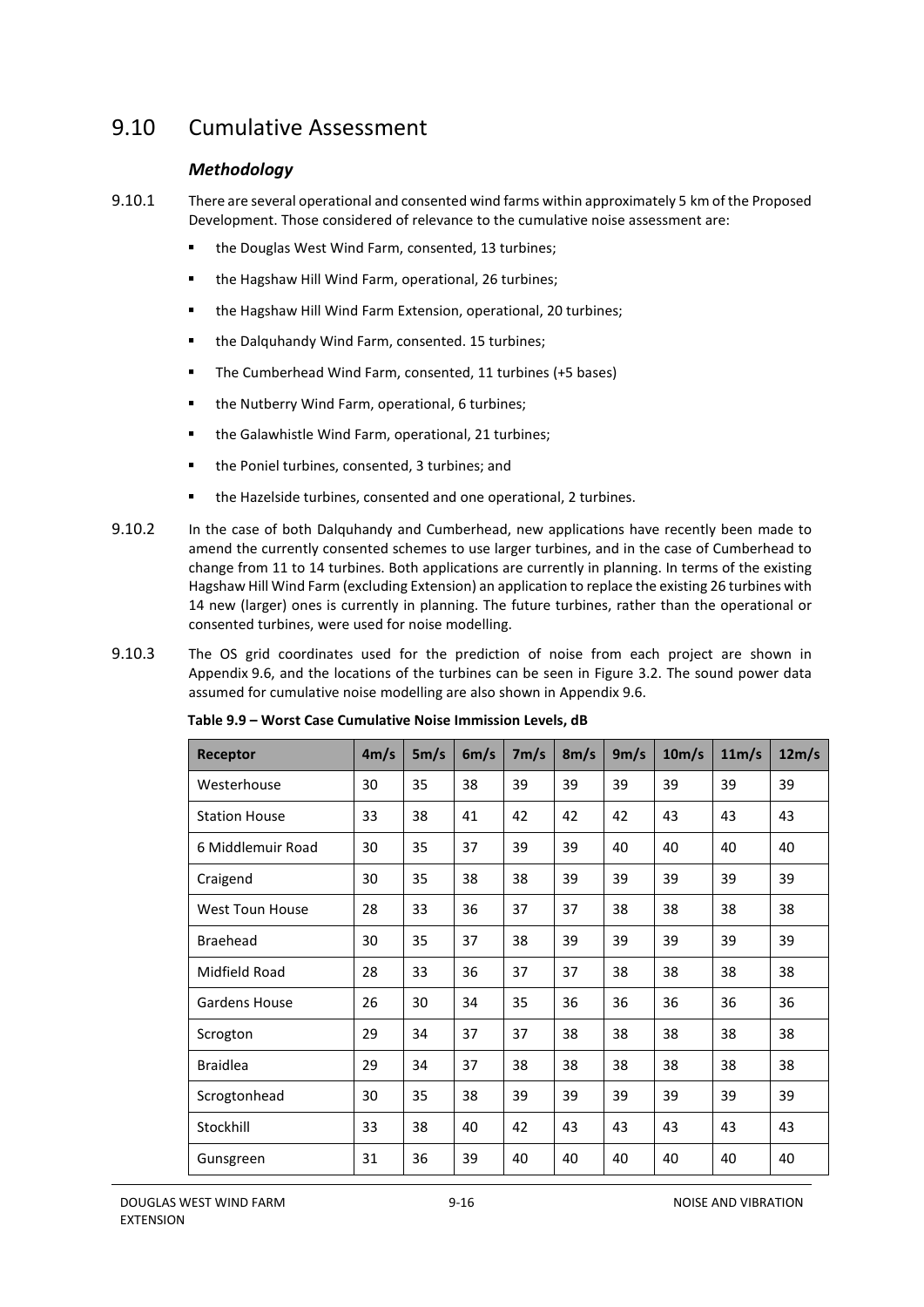## 9.10 Cumulative Assessment

### *Methodology*

9.10.1 There are several operational and consented wind farms within approximately 5 km of the Proposed Development. Those considered of relevance to the cumulative noise assessment are:

- the Douglas West Wind Farm, consented, 13 turbines;
- the Hagshaw Hill Wind Farm, operational, 26 turbines;
- the Hagshaw Hill Wind Farm Extension, operational, 20 turbines;
- the Dalquhandy Wind Farm, consented. 15 turbines;
- The Cumberhead Wind Farm, consented, 11 turbines (+5 bases)
- the Nutberry Wind Farm, operational, 6 turbines;
- the Galawhistle Wind Farm, operational, 21 turbines;
- the Poniel turbines, consented, 3 turbines; and
- the Hazelside turbines, consented and one operational, 2 turbines.

9.10.2 In the case of both Dalquhandy and Cumberhead, new applications have recently been made to amend the currently consented schemes to use larger turbines, and in the case of Cumberhead to change from 11 to 14 turbines. Both applications are currently in planning. In terms of the existing Hagshaw Hill Wind Farm (excluding Extension) an application to replace the existing 26 turbines with 14 new (larger) ones is currently in planning. The future turbines, rather than the operational or consented turbines, were used for noise modelling.

9.10.3 The OS grid coordinates used for the prediction of noise from each project are shown in Appendix 9.6, and the locations of the turbines can be seen in Figure 3.2. The sound power data assumed for cumulative noise modelling are also shown in Appendix 9.6.

**Table 9.9 – Worst Case Cumulative Noise Immission Levels, dB**

| Receptor | 4m/s | 5m/s | 6m/s | 7m/s | 8m/s | 9m/s | 10m/s | 11m/s | 12m/s |
|---|---|---|---|---|---|---|---|---|---|
| Westerhouse | 30 | 35 | 38 | 39 | 39 | 39 | 39 | 39 | 39 |
| Station House | 33 | 38 | 41 | 42 | 42 | 42 | 43 | 43 | 43 |
| 6 Middlemuir Road | 30 | 35 | 37 | 39 | 39 | 40 | 40 | 40 | 40 |
| Craigend | 30 | 35 | 38 | 38 | 39 | 39 | 39 | 39 | 39 |
| West Toun House | 28 | 33 | 36 | 37 | 37 | 38 | 38 | 38 | 38 |
| Braehead | 30 | 35 | 37 | 38 | 39 | 39 | 39 | 39 | 39 |
| Midfield Road | 28 | 33 | 36 | 37 | 37 | 38 | 38 | 38 | 38 |
| Gardens House | 26 | 30 | 34 | 35 | 36 | 36 | 36 | 36 | 36 |
| Scrogton | 29 | 34 | 37 | 37 | 38 | 38 | 38 | 38 | 38 |
| Braidlea | 29 | 34 | 37 | 38 | 38 | 38 | 38 | 38 | 38 |
| Scrogtonhead | 30 | 35 | 38 | 39 | 39 | 39 | 39 | 39 | 39 |
| Stockhill | 33 | 38 | 40 | 42 | 43 | 43 | 43 | 43 | 43 |
| Gunsgreen | 31 | 36 | 39 | 40 | 40 | 40 | 40 | 40 | 40 |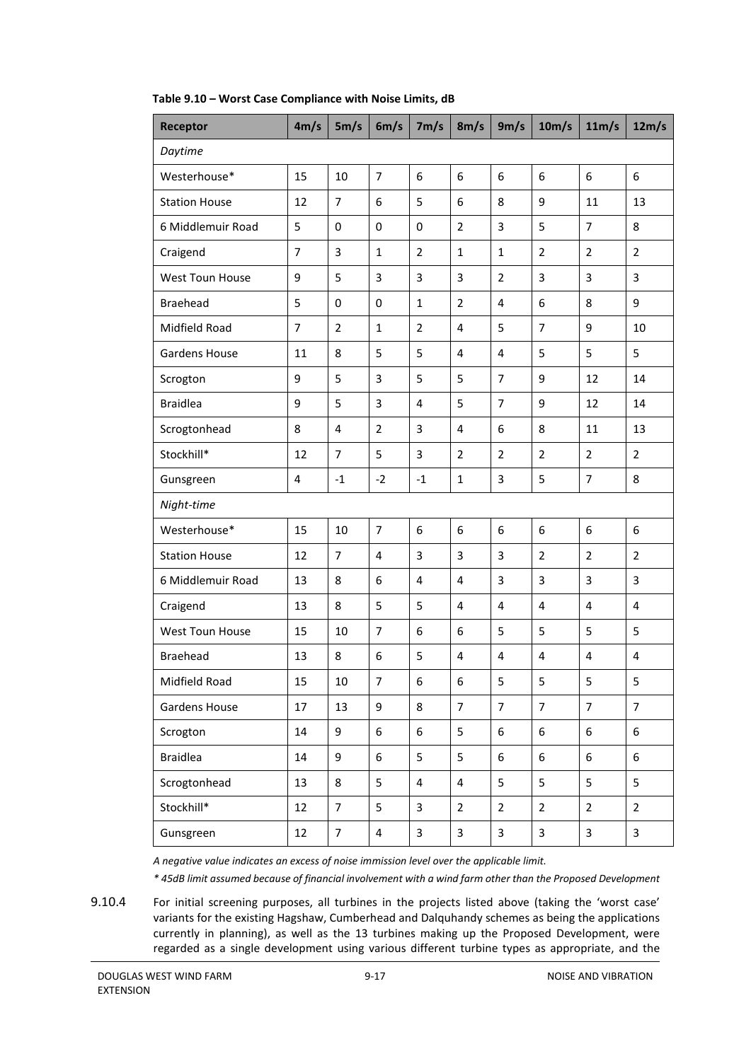**Table 9.10 – Worst Case Compliance with Noise Limits, dB**

| Receptor | 4m/s | 5m/s | 6m/s | 7m/s | 8m/s | 9m/s | 10m/s | 11m/s | 12m/s |
|---|---|---|---|---|---|---|---|---|---|
| *Daytime* | | | | | | | | | |
| Westerhouse* | 15 | 10 | 7 | 6 | 6 | 6 | 6 | 6 | 6 |
| Station House | 12 | 7 | 6 | 5 | 6 | 8 | 9 | 11 | 13 |
| 6 Middlemuir Road | 5 | 0 | 0 | 0 | 2 | 3 | 5 | 7 | 8 |
| Craigend | 7 | 3 | 1 | 2 | 1 | 1 | 2 | 2 | 2 |
| West Toun House | 9 | 5 | 3 | 3 | 3 | 2 | 3 | 3 | 3 |
| Braehead | 5 | 0 | 0 | 1 | 2 | 4 | 6 | 8 | 9 |
| Midfield Road | 7 | 2 | 1 | 2 | 4 | 5 | 7 | 9 | 10 |
| Gardens House | 11 | 8 | 5 | 5 | 4 | 4 | 5 | 5 | 5 |
| Scrogton | 9 | 5 | 3 | 5 | 5 | 7 | 9 | 12 | 14 |
| Braidlea | 9 | 5 | 3 | 4 | 5 | 7 | 9 | 12 | 14 |
| Scrogtonhead | 8 | 4 | 2 | 3 | 4 | 6 | 8 | 11 | 13 |
| Stockhill* | 12 | 7 | 5 | 3 | 2 | 2 | 2 | 2 | 2 |
| Gunsgreen | 4 | -1 | -2 | -1 | 1 | 3 | 5 | 7 | 8 |
| *Night-time* | | | | | | | | | |
| Westerhouse* | 15 | 10 | 7 | 6 | 6 | 6 | 6 | 6 | 6 |
| Station House | 12 | 7 | 4 | 3 | 3 | 3 | 2 | 2 | 2 |
| 6 Middlemuir Road | 13 | 8 | 6 | 4 | 4 | 3 | 3 | 3 | 3 |
| Craigend | 13 | 8 | 5 | 5 | 4 | 4 | 4 | 4 | 4 |
| West Toun House | 15 | 10 | 7 | 6 | 6 | 5 | 5 | 5 | 5 |
| Braehead | 13 | 8 | 6 | 5 | 4 | 4 | 4 | 4 | 4 |
| Midfield Road | 15 | 10 | 7 | 6 | 6 | 5 | 5 | 5 | 5 |
| Gardens House | 17 | 13 | 9 | 8 | 7 | 7 | 7 | 7 | 7 |
| Scrogton | 14 | 9 | 6 | 6 | 5 | 6 | 6 | 6 | 6 |
| Braidlea | 14 | 9 | 6 | 5 | 5 | 6 | 6 | 6 | 6 |
| Scrogtonhead | 13 | 8 | 5 | 4 | 4 | 5 | 5 | 5 | 5 |
| Stockhill* | 12 | 7 | 5 | 3 | 2 | 2 | 2 | 2 | 2 |
| Gunsgreen | 12 | 7 | 4 | 3 | 3 | 3 | 3 | 3 | 3 |

*A negative value indicates an excess of noise immission level over the applicable limit.*

*\* 45dB limit assumed because of financial involvement with a wind farm other than the Proposed Development*

9.10.4 For initial screening purposes, all turbines in the projects listed above (taking the 'worst case' variants for the existing Hagshaw, Cumberhead and Dalquhandy schemes as being the applications currently in planning), as well as the 13 turbines making up the Proposed Development, were regarded as a single development using various different turbine types as appropriate, and the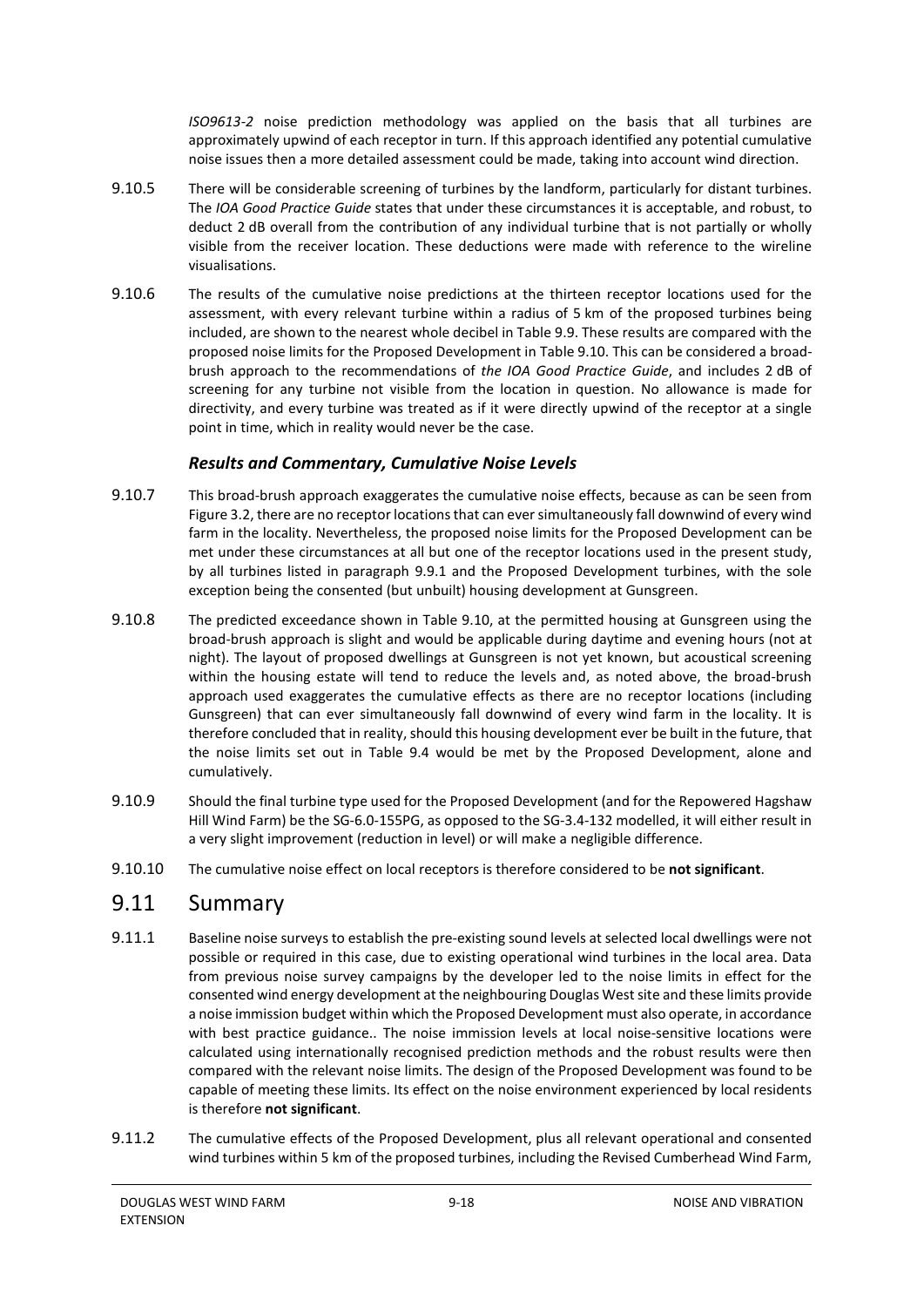*ISO9613-2* noise prediction methodology was applied on the basis that all turbines are approximately upwind of each receptor in turn. If this approach identified any potential cumulative noise issues then a more detailed assessment could be made, taking into account wind direction.

9.10.5 There will be considerable screening of turbines by the landform, particularly for distant turbines. The *IOA Good Practice Guide* states that under these circumstances it is acceptable, and robust, to deduct 2 dB overall from the contribution of any individual turbine that is not partially or wholly visible from the receiver location. These deductions were made with reference to the wireline visualisations.

9.10.6 The results of the cumulative noise predictions at the thirteen receptor locations used for the assessment, with every relevant turbine within a radius of 5 km of the proposed turbines being included, are shown to the nearest whole decibel in Table 9.9. These results are compared with the proposed noise limits for the Proposed Development in Table 9.10. This can be considered a broad-brush approach to the recommendations of *the IOA Good Practice Guide*, and includes 2 dB of screening for any turbine not visible from the location in question. No allowance is made for directivity, and every turbine was treated as if it were directly upwind of the receptor at a single point in time, which in reality would never be the case.

### *Results and Commentary, Cumulative Noise Levels*

9.10.7 This broad-brush approach exaggerates the cumulative noise effects, because as can be seen from Figure 3.2, there are no receptor locations that can ever simultaneously fall downwind of every wind farm in the locality. Nevertheless, the proposed noise limits for the Proposed Development can be met under these circumstances at all but one of the receptor locations used in the present study, by all turbines listed in paragraph 9.9.1 and the Proposed Development turbines, with the sole exception being the consented (but unbuilt) housing development at Gunsgreen.

9.10.8 The predicted exceedance shown in Table 9.10, at the permitted housing at Gunsgreen using the broad-brush approach is slight and would be applicable during daytime and evening hours (not at night). The layout of proposed dwellings at Gunsgreen is not yet known, but acoustical screening within the housing estate will tend to reduce the levels and, as noted above, the broad-brush approach used exaggerates the cumulative effects as there are no receptor locations (including Gunsgreen) that can ever simultaneously fall downwind of every wind farm in the locality. It is therefore concluded that in reality, should this housing development ever be built in the future, that the noise limits set out in Table 9.4 would be met by the Proposed Development, alone and cumulatively.

9.10.9 Should the final turbine type used for the Proposed Development (and for the Repowered Hagshaw Hill Wind Farm) be the SG-6.0-155PG, as opposed to the SG-3.4-132 modelled, it will either result in a very slight improvement (reduction in level) or will make a negligible difference.

9.10.10 The cumulative noise effect on local receptors is therefore considered to be **not significant**.

## 9.11 Summary

9.11.1 Baseline noise surveys to establish the pre-existing sound levels at selected local dwellings were not possible or required in this case, due to existing operational wind turbines in the local area. Data from previous noise survey campaigns by the developer led to the noise limits in effect for the consented wind energy development at the neighbouring Douglas West site and these limits provide a noise immission budget within which the Proposed Development must also operate, in accordance with best practice guidance.. The noise immission levels at local noise-sensitive locations were calculated using internationally recognised prediction methods and the robust results were then compared with the relevant noise limits. The design of the Proposed Development was found to be capable of meeting these limits. Its effect on the noise environment experienced by local residents is therefore **not significant**.

9.11.2 The cumulative effects of the Proposed Development, plus all relevant operational and consented wind turbines within 5 km of the proposed turbines, including the Revised Cumberhead Wind Farm,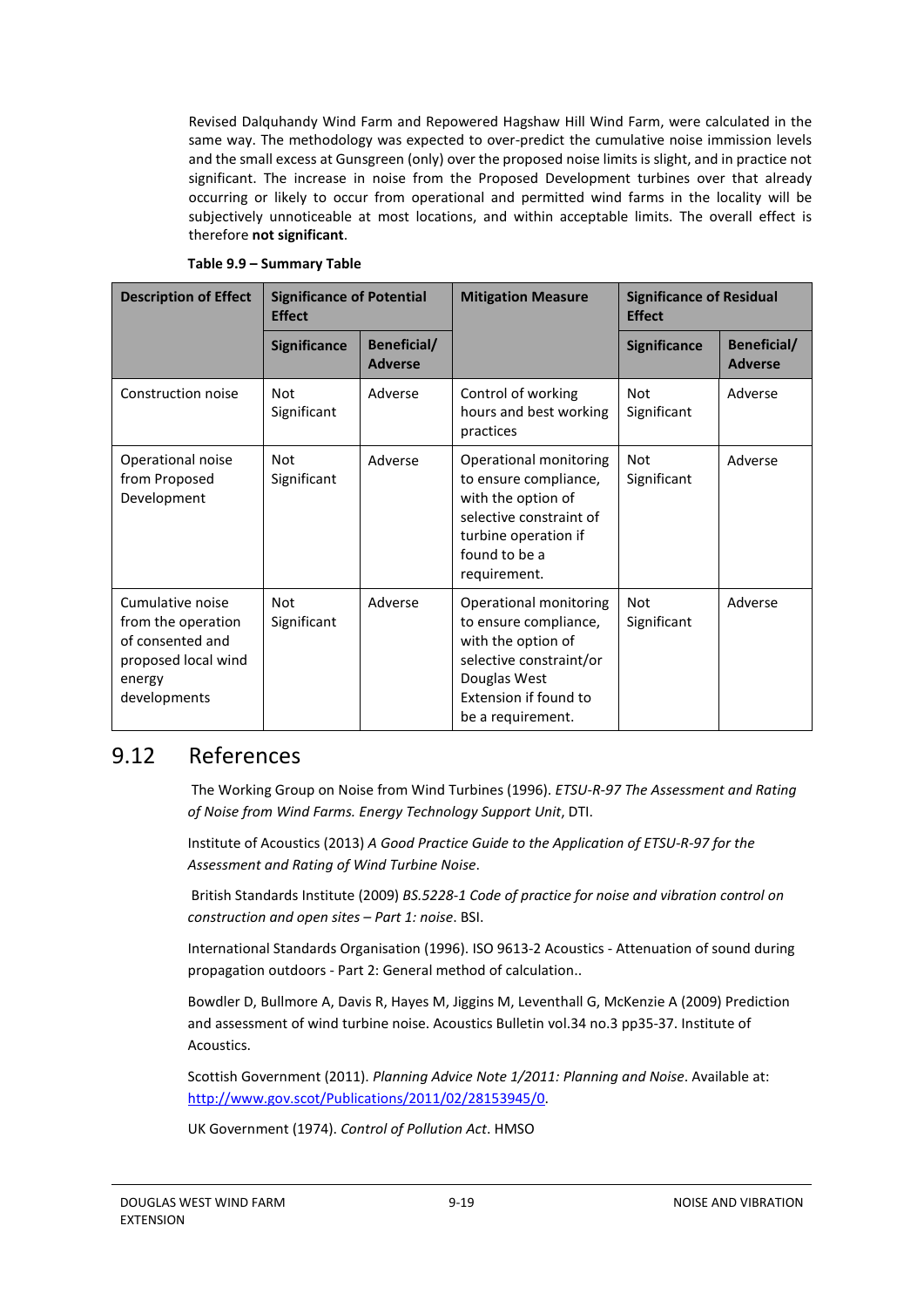Revised Dalquhandy Wind Farm and Repowered Hagshaw Hill Wind Farm, were calculated in the same way. The methodology was expected to over-predict the cumulative noise immission levels and the small excess at Gunsgreen (only) over the proposed noise limits is slight, and in practice not significant. The increase in noise from the Proposed Development turbines over that already occurring or likely to occur from operational and permitted wind farms in the locality will be subjectively unnoticeable at most locations, and within acceptable limits. The overall effect is therefore **not significant**.

**Table 9.9 – Summary Table**

| Description of Effect | Significance of Potential Effect | | Mitigation Measure | Significance of Residual Effect | |
|---|---|---|---|---|---|
| | Significance | Beneficial/ Adverse | | Significance | Beneficial/ Adverse |
| Construction noise | Not Significant | Adverse | Control of working hours and best working practices | Not Significant | Adverse |
| Operational noise from Proposed Development | Not Significant | Adverse | Operational monitoring to ensure compliance, with the option of selective constraint of turbine operation if found to be a requirement. | Not Significant | Adverse |
| Cumulative noise from the operation of consented and proposed local wind energy developments | Not Significant | Adverse | Operational monitoring to ensure compliance, with the option of selective constraint/or Douglas West Extension if found to be a requirement. | Not Significant | Adverse |

## 9.12 References

The Working Group on Noise from Wind Turbines (1996). *ETSU-R-97 The Assessment and Rating of Noise from Wind Farms. Energy Technology Support Unit*, DTI.

Institute of Acoustics (2013) *A Good Practice Guide to the Application of ETSU-R-97 for the Assessment and Rating of Wind Turbine Noise*.

British Standards Institute (2009) *BS.5228-1 Code of practice for noise and vibration control on construction and open sites – Part 1: noise*. BSI.

International Standards Organisation (1996). ISO 9613-2 Acoustics - Attenuation of sound during propagation outdoors - Part 2: General method of calculation..

Bowdler D, Bullmore A, Davis R, Hayes M, Jiggins M, Leventhall G, McKenzie A (2009) Prediction and assessment of wind turbine noise. Acoustics Bulletin vol.34 no.3 pp35-37. Institute of Acoustics.

Scottish Government (2011). *Planning Advice Note 1/2011: Planning and Noise*. Available at: http://www.gov.scot/Publications/2011/02/28153945/0.

UK Government (1974). *Control of Pollution Act*. HMSO